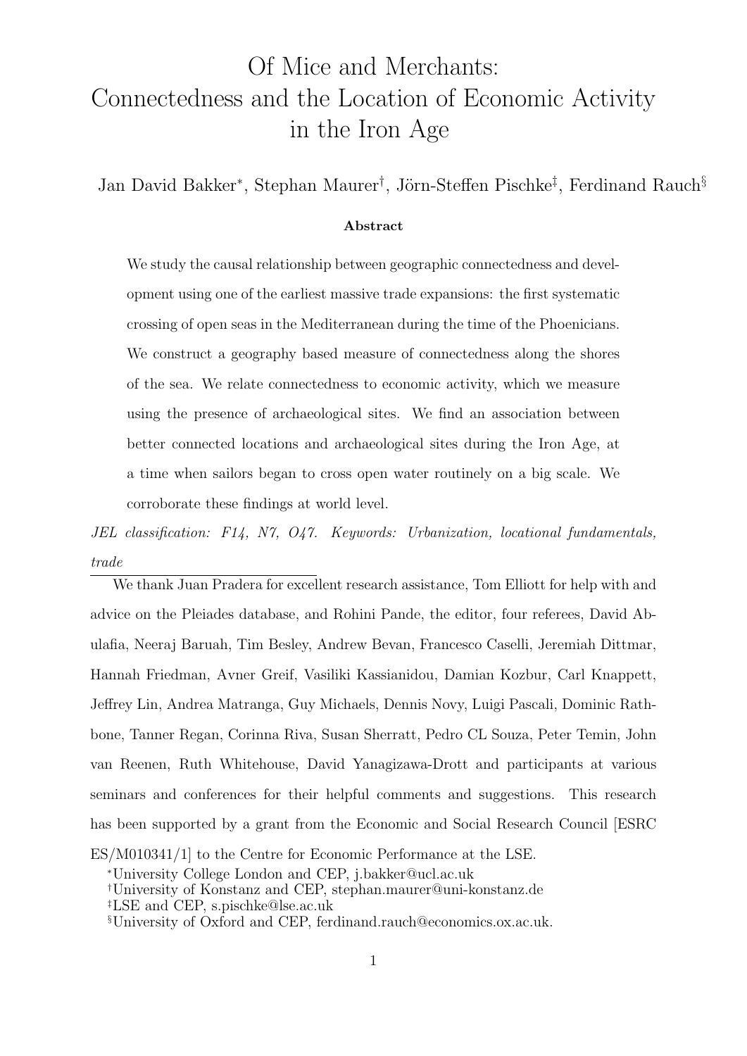# Of Mice and Merchants: Connectedness and the Location of Economic Activity in the Iron Age

Jan David Bakker*, Stephan Maurer†, Jörn-Steffen Pischke‡, Ferdinand Rauch§

**Abstract**

We study the causal relationship between geographic connectedness and development using one of the earliest massive trade expansions: the first systematic crossing of open seas in the Mediterranean during the time of the Phoenicians. We construct a geography based measure of connectedness along the shores of the sea. We relate connectedness to economic activity, which we measure using the presence of archaeological sites. We find an association between better connected locations and archaeological sites during the Iron Age, at a time when sailors began to cross open water routinely on a big scale. We corroborate these findings at world level.

*JEL classification: F14, N7, O47. Keywords: Urbanization, locational fundamentals, trade*

---

We thank Juan Pradera for excellent research assistance, Tom Elliott for help with and advice on the Pleiades database, and Rohini Pande, the editor, four referees, David Abulafia, Neeraj Baruah, Tim Besley, Andrew Bevan, Francesco Caselli, Jeremiah Dittmar, Hannah Friedman, Avner Greif, Vasiliki Kassianidou, Damian Kozbur, Carl Knappett, Jeffrey Lin, Andrea Matranga, Guy Michaels, Dennis Novy, Luigi Pascali, Dominic Rathbone, Tanner Regan, Corinna Riva, Susan Sherratt, Pedro CL Souza, Peter Temin, John van Reenen, Ruth Whitehouse, David Yanagizawa-Drott and participants at various seminars and conferences for their helpful comments and suggestions. This research has been supported by a grant from the Economic and Social Research Council [ESRC ES/M010341/1] to the Centre for Economic Performance at the LSE.

*University College London and CEP, j.bakker@ucl.ac.uk

†University of Konstanz and CEP, stephan.maurer@uni-konstanz.de

‡LSE and CEP, s.pischke@lse.ac.uk

§University of Oxford and CEP, ferdinand.rauch@economics.ox.ac.uk.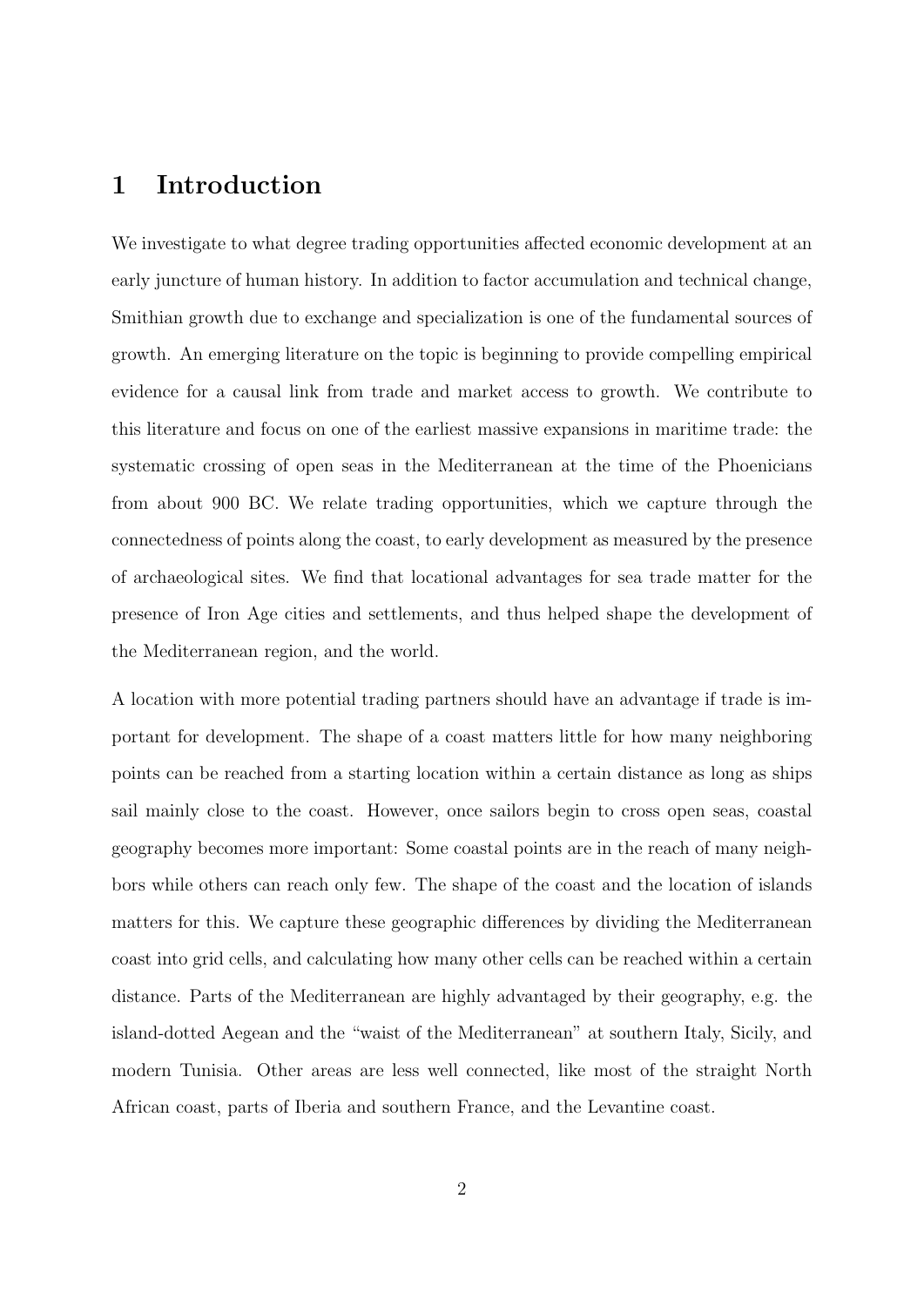# 1 Introduction

We investigate to what degree trading opportunities affected economic development at an early juncture of human history. In addition to factor accumulation and technical change, Smithian growth due to exchange and specialization is one of the fundamental sources of growth. An emerging literature on the topic is beginning to provide compelling empirical evidence for a causal link from trade and market access to growth. We contribute to this literature and focus on one of the earliest massive expansions in maritime trade: the systematic crossing of open seas in the Mediterranean at the time of the Phoenicians from about 900 BC. We relate trading opportunities, which we capture through the connectedness of points along the coast, to early development as measured by the presence of archaeological sites. We find that locational advantages for sea trade matter for the presence of Iron Age cities and settlements, and thus helped shape the development of the Mediterranean region, and the world.

A location with more potential trading partners should have an advantage if trade is important for development. The shape of a coast matters little for how many neighboring points can be reached from a starting location within a certain distance as long as ships sail mainly close to the coast. However, once sailors begin to cross open seas, coastal geography becomes more important: Some coastal points are in the reach of many neighbors while others can reach only few. The shape of the coast and the location of islands matters for this. We capture these geographic differences by dividing the Mediterranean coast into grid cells, and calculating how many other cells can be reached within a certain distance. Parts of the Mediterranean are highly advantaged by their geography, e.g. the island-dotted Aegean and the "waist of the Mediterranean" at southern Italy, Sicily, and modern Tunisia. Other areas are less well connected, like most of the straight North African coast, parts of Iberia and southern France, and the Levantine coast.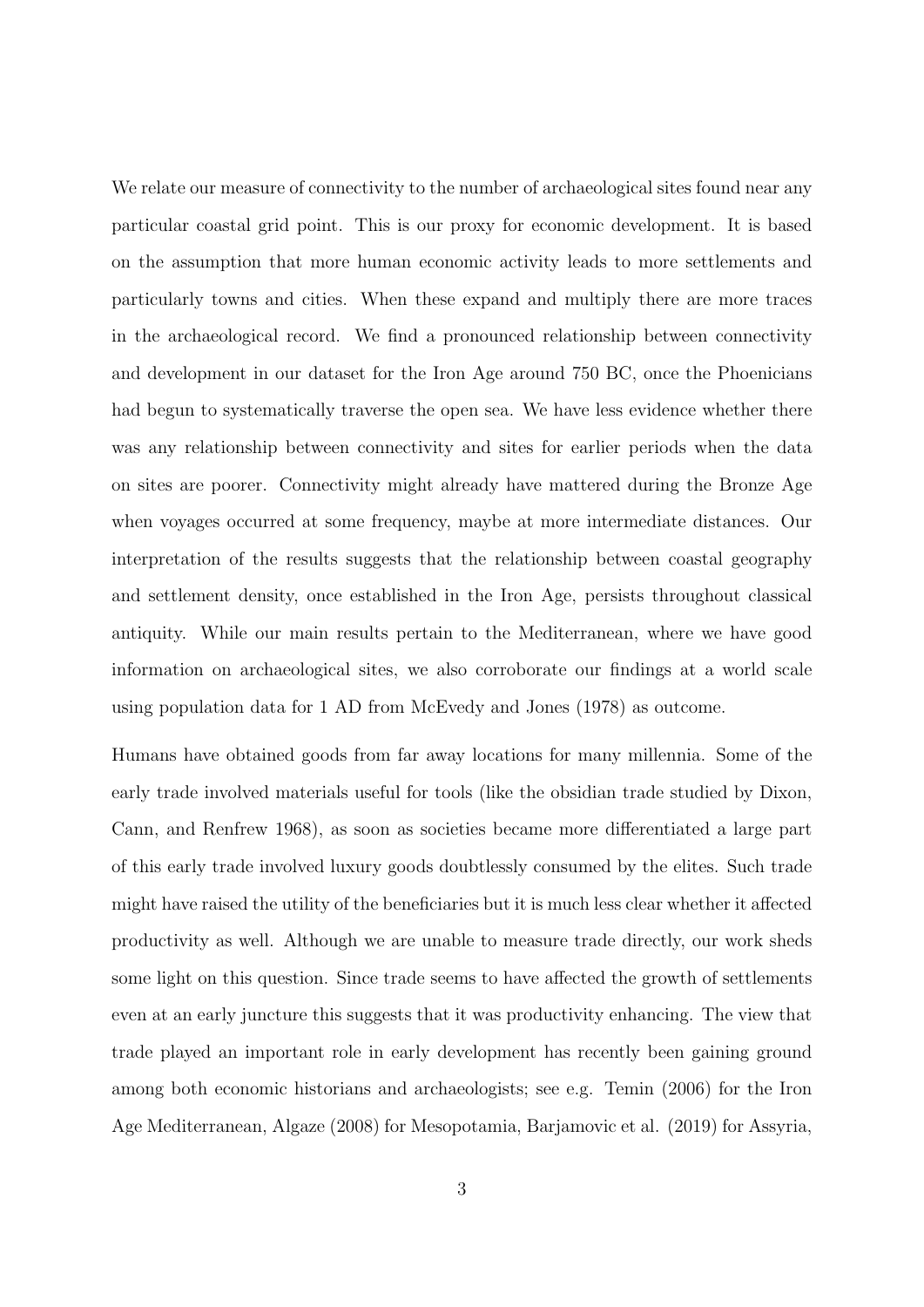We relate our measure of connectivity to the number of archaeological sites found near any particular coastal grid point. This is our proxy for economic development. It is based on the assumption that more human economic activity leads to more settlements and particularly towns and cities. When these expand and multiply there are more traces in the archaeological record. We find a pronounced relationship between connectivity and development in our dataset for the Iron Age around 750 BC, once the Phoenicians had begun to systematically traverse the open sea. We have less evidence whether there was any relationship between connectivity and sites for earlier periods when the data on sites are poorer. Connectivity might already have mattered during the Bronze Age when voyages occurred at some frequency, maybe at more intermediate distances. Our interpretation of the results suggests that the relationship between coastal geography and settlement density, once established in the Iron Age, persists throughout classical antiquity. While our main results pertain to the Mediterranean, where we have good information on archaeological sites, we also corroborate our findings at a world scale using population data for 1 AD from McEvedy and Jones (1978) as outcome.

Humans have obtained goods from far away locations for many millennia. Some of the early trade involved materials useful for tools (like the obsidian trade studied by Dixon, Cann, and Renfrew 1968), as soon as societies became more differentiated a large part of this early trade involved luxury goods doubtlessly consumed by the elites. Such trade might have raised the utility of the beneficiaries but it is much less clear whether it affected productivity as well. Although we are unable to measure trade directly, our work sheds some light on this question. Since trade seems to have affected the growth of settlements even at an early juncture this suggests that it was productivity enhancing. The view that trade played an important role in early development has recently been gaining ground among both economic historians and archaeologists; see e.g. Temin (2006) for the Iron Age Mediterranean, Algaze (2008) for Mesopotamia, Barjamovic et al. (2019) for Assyria,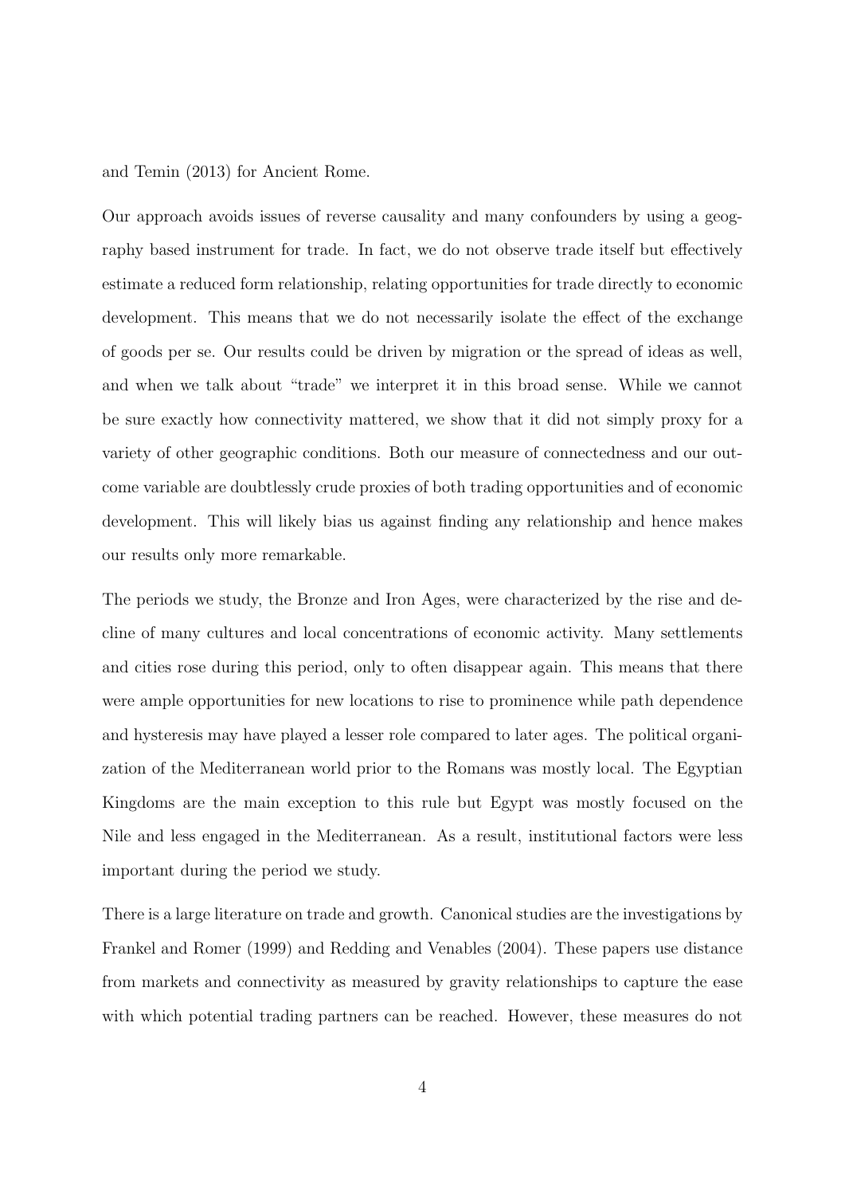and Temin (2013) for Ancient Rome.

Our approach avoids issues of reverse causality and many confounders by using a geography based instrument for trade. In fact, we do not observe trade itself but effectively estimate a reduced form relationship, relating opportunities for trade directly to economic development. This means that we do not necessarily isolate the effect of the exchange of goods per se. Our results could be driven by migration or the spread of ideas as well, and when we talk about "trade" we interpret it in this broad sense. While we cannot be sure exactly how connectivity mattered, we show that it did not simply proxy for a variety of other geographic conditions. Both our measure of connectedness and our outcome variable are doubtlessly crude proxies of both trading opportunities and of economic development. This will likely bias us against finding any relationship and hence makes our results only more remarkable.

The periods we study, the Bronze and Iron Ages, were characterized by the rise and decline of many cultures and local concentrations of economic activity. Many settlements and cities rose during this period, only to often disappear again. This means that there were ample opportunities for new locations to rise to prominence while path dependence and hysteresis may have played a lesser role compared to later ages. The political organization of the Mediterranean world prior to the Romans was mostly local. The Egyptian Kingdoms are the main exception to this rule but Egypt was mostly focused on the Nile and less engaged in the Mediterranean. As a result, institutional factors were less important during the period we study.

There is a large literature on trade and growth. Canonical studies are the investigations by Frankel and Romer (1999) and Redding and Venables (2004). These papers use distance from markets and connectivity as measured by gravity relationships to capture the ease with which potential trading partners can be reached. However, these measures do not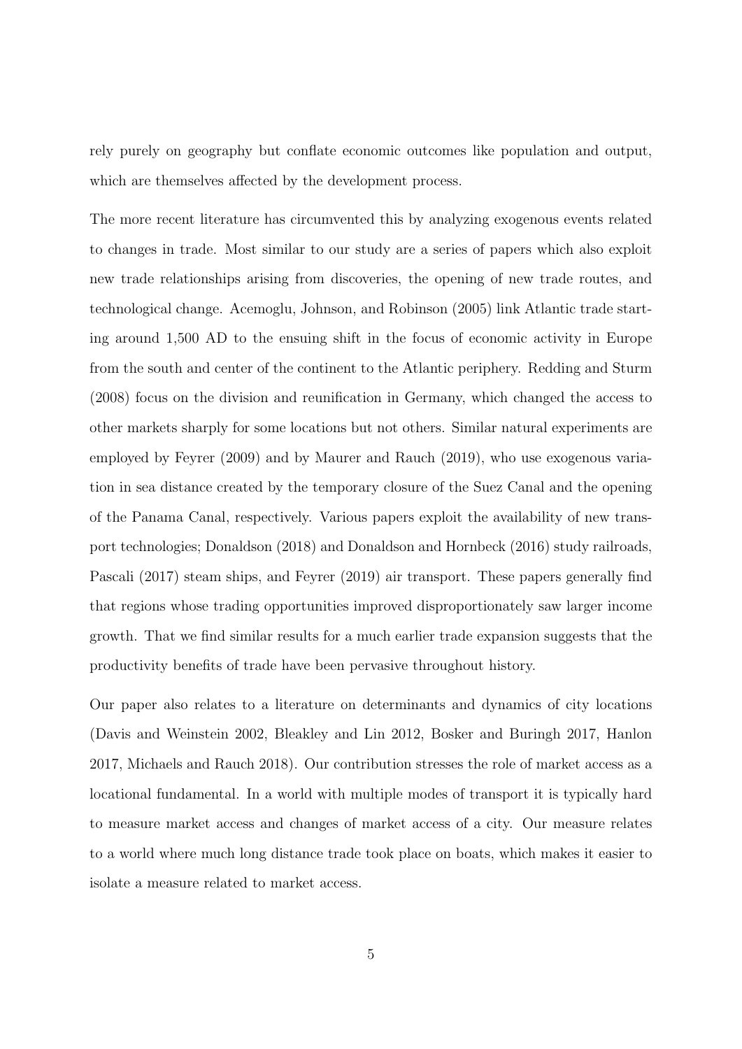rely purely on geography but conflate economic outcomes like population and output, which are themselves affected by the development process.

The more recent literature has circumvented this by analyzing exogenous events related to changes in trade. Most similar to our study are a series of papers which also exploit new trade relationships arising from discoveries, the opening of new trade routes, and technological change. Acemoglu, Johnson, and Robinson (2005) link Atlantic trade starting around 1,500 AD to the ensuing shift in the focus of economic activity in Europe from the south and center of the continent to the Atlantic periphery. Redding and Sturm (2008) focus on the division and reunification in Germany, which changed the access to other markets sharply for some locations but not others. Similar natural experiments are employed by Feyrer (2009) and by Maurer and Rauch (2019), who use exogenous variation in sea distance created by the temporary closure of the Suez Canal and the opening of the Panama Canal, respectively. Various papers exploit the availability of new transport technologies; Donaldson (2018) and Donaldson and Hornbeck (2016) study railroads, Pascali (2017) steam ships, and Feyrer (2019) air transport. These papers generally find that regions whose trading opportunities improved disproportionately saw larger income growth. That we find similar results for a much earlier trade expansion suggests that the productivity benefits of trade have been pervasive throughout history.

Our paper also relates to a literature on determinants and dynamics of city locations (Davis and Weinstein 2002, Bleakley and Lin 2012, Bosker and Buringh 2017, Hanlon 2017, Michaels and Rauch 2018). Our contribution stresses the role of market access as a locational fundamental. In a world with multiple modes of transport it is typically hard to measure market access and changes of market access of a city. Our measure relates to a world where much long distance trade took place on boats, which makes it easier to isolate a measure related to market access.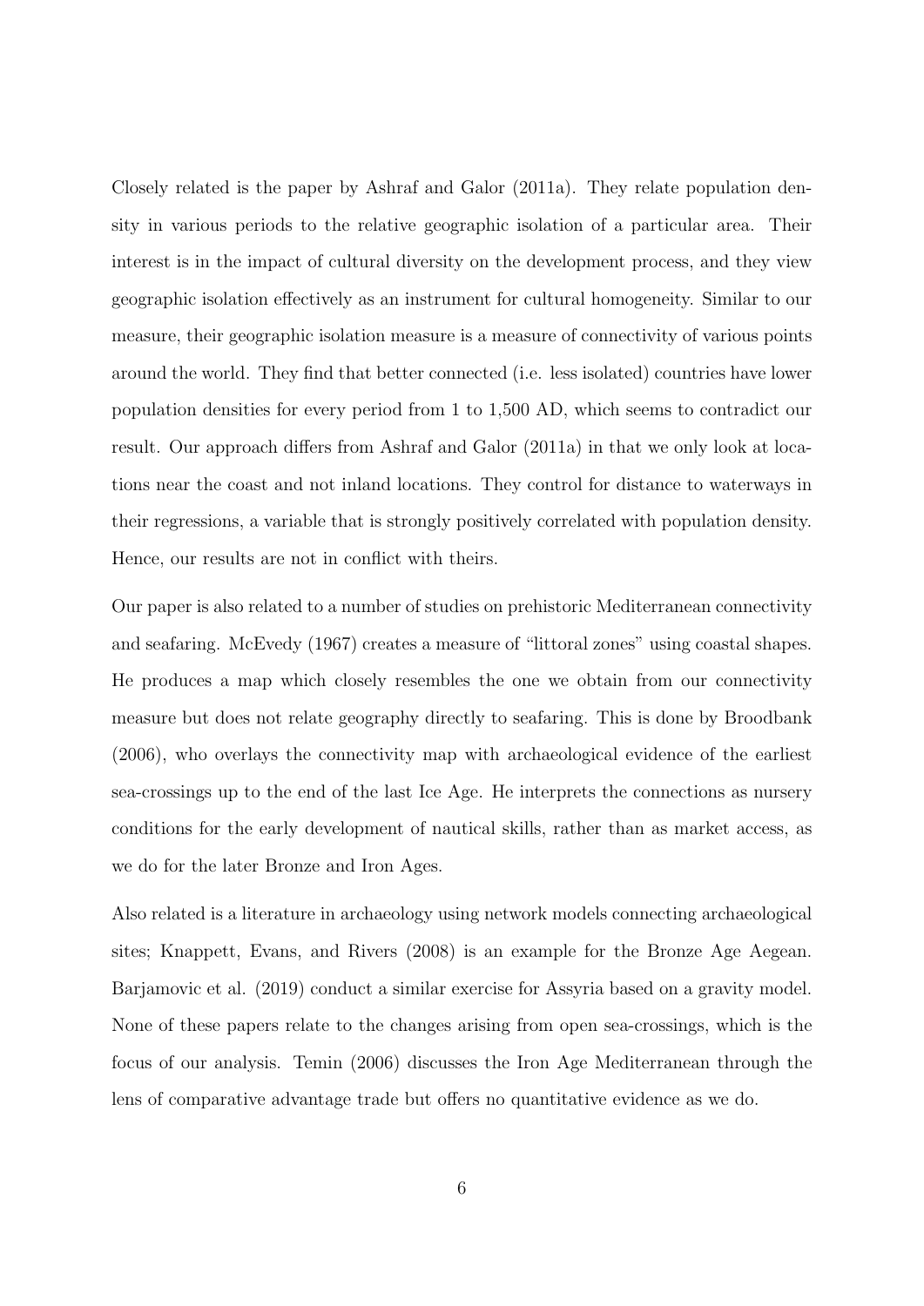Closely related is the paper by Ashraf and Galor (2011a). They relate population density in various periods to the relative geographic isolation of a particular area. Their interest is in the impact of cultural diversity on the development process, and they view geographic isolation effectively as an instrument for cultural homogeneity. Similar to our measure, their geographic isolation measure is a measure of connectivity of various points around the world. They find that better connected (i.e. less isolated) countries have lower population densities for every period from 1 to 1,500 AD, which seems to contradict our result. Our approach differs from Ashraf and Galor (2011a) in that we only look at locations near the coast and not inland locations. They control for distance to waterways in their regressions, a variable that is strongly positively correlated with population density. Hence, our results are not in conflict with theirs.

Our paper is also related to a number of studies on prehistoric Mediterranean connectivity and seafaring. McEvedy (1967) creates a measure of "littoral zones" using coastal shapes. He produces a map which closely resembles the one we obtain from our connectivity measure but does not relate geography directly to seafaring. This is done by Broodbank (2006), who overlays the connectivity map with archaeological evidence of the earliest sea-crossings up to the end of the last Ice Age. He interprets the connections as nursery conditions for the early development of nautical skills, rather than as market access, as we do for the later Bronze and Iron Ages.

Also related is a literature in archaeology using network models connecting archaeological sites; Knappett, Evans, and Rivers (2008) is an example for the Bronze Age Aegean. Barjamovic et al. (2019) conduct a similar exercise for Assyria based on a gravity model. None of these papers relate to the changes arising from open sea-crossings, which is the focus of our analysis. Temin (2006) discusses the Iron Age Mediterranean through the lens of comparative advantage trade but offers no quantitative evidence as we do.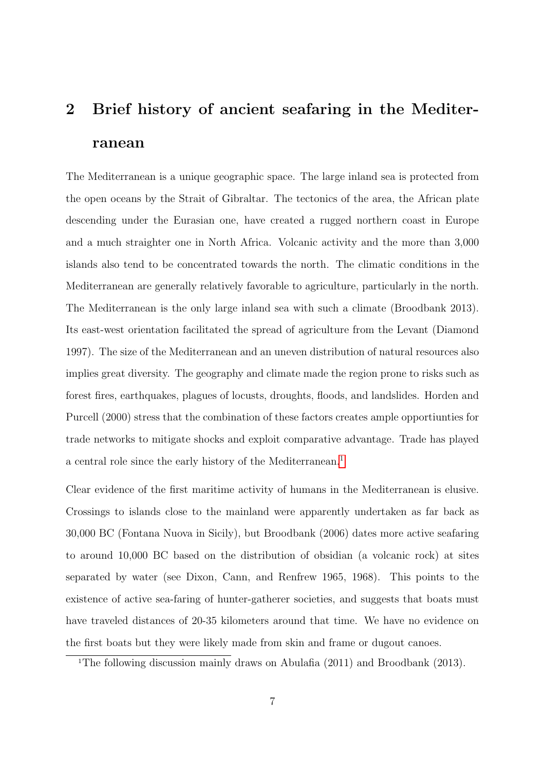## 2 Brief history of ancient seafaring in the Mediterranean

The Mediterranean is a unique geographic space. The large inland sea is protected from the open oceans by the Strait of Gibraltar. The tectonics of the area, the African plate descending under the Eurasian one, have created a rugged northern coast in Europe and a much straighter one in North Africa. Volcanic activity and the more than 3,000 islands also tend to be concentrated towards the north. The climatic conditions in the Mediterranean are generally relatively favorable to agriculture, particularly in the north. The Mediterranean is the only large inland sea with such a climate (Broodbank 2013). Its east-west orientation facilitated the spread of agriculture from the Levant (Diamond 1997). The size of the Mediterranean and an uneven distribution of natural resources also implies great diversity. The geography and climate made the region prone to risks such as forest fires, earthquakes, plagues of locusts, droughts, floods, and landslides. Horden and Purcell (2000) stress that the combination of these factors creates ample opportiunties for trade networks to mitigate shocks and exploit comparative advantage. Trade has played a central role since the early history of the Mediterranean.[1]

Clear evidence of the first maritime activity of humans in the Mediterranean is elusive. Crossings to islands close to the mainland were apparently undertaken as far back as 30,000 BC (Fontana Nuova in Sicily), but Broodbank (2006) dates more active seafaring to around 10,000 BC based on the distribution of obsidian (a volcanic rock) at sites separated by water (see Dixon, Cann, and Renfrew 1965, 1968). This points to the existence of active sea-faring of hunter-gatherer societies, and suggests that boats must have traveled distances of 20-35 kilometers around that time. We have no evidence on the first boats but they were likely made from skin and frame or dugout canoes.

[1] The following discussion mainly draws on Abulafia (2011) and Broodbank (2013).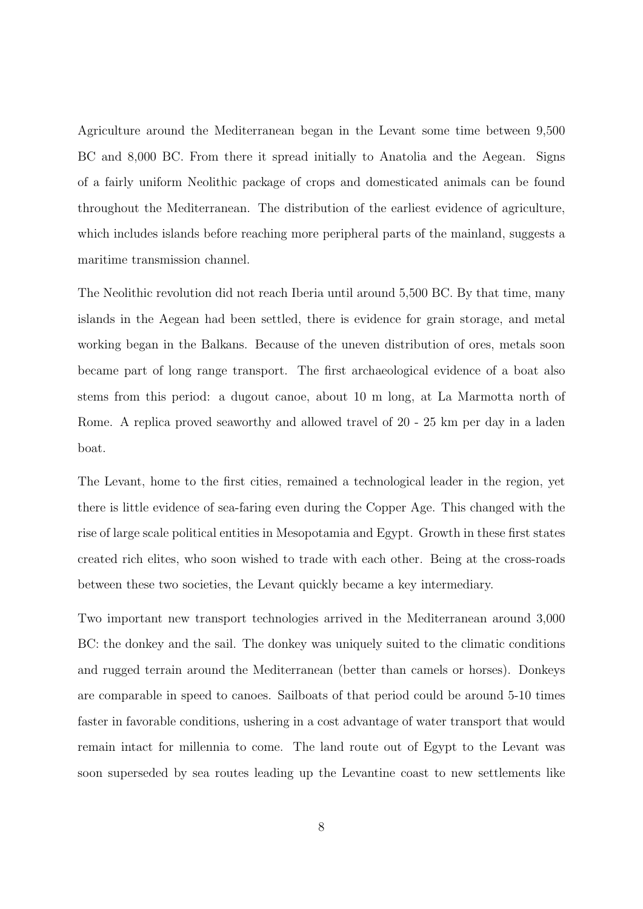Agriculture around the Mediterranean began in the Levant some time between 9,500 BC and 8,000 BC. From there it spread initially to Anatolia and the Aegean. Signs of a fairly uniform Neolithic package of crops and domesticated animals can be found throughout the Mediterranean. The distribution of the earliest evidence of agriculture, which includes islands before reaching more peripheral parts of the mainland, suggests a maritime transmission channel.

The Neolithic revolution did not reach Iberia until around 5,500 BC. By that time, many islands in the Aegean had been settled, there is evidence for grain storage, and metal working began in the Balkans. Because of the uneven distribution of ores, metals soon became part of long range transport. The first archaeological evidence of a boat also stems from this period: a dugout canoe, about 10 m long, at La Marmotta north of Rome. A replica proved seaworthy and allowed travel of 20 - 25 km per day in a laden boat.

The Levant, home to the first cities, remained a technological leader in the region, yet there is little evidence of sea-faring even during the Copper Age. This changed with the rise of large scale political entities in Mesopotamia and Egypt. Growth in these first states created rich elites, who soon wished to trade with each other. Being at the cross-roads between these two societies, the Levant quickly became a key intermediary.

Two important new transport technologies arrived in the Mediterranean around 3,000 BC: the donkey and the sail. The donkey was uniquely suited to the climatic conditions and rugged terrain around the Mediterranean (better than camels or horses). Donkeys are comparable in speed to canoes. Sailboats of that period could be around 5-10 times faster in favorable conditions, ushering in a cost advantage of water transport that would remain intact for millennia to come. The land route out of Egypt to the Levant was soon superseded by sea routes leading up the Levantine coast to new settlements like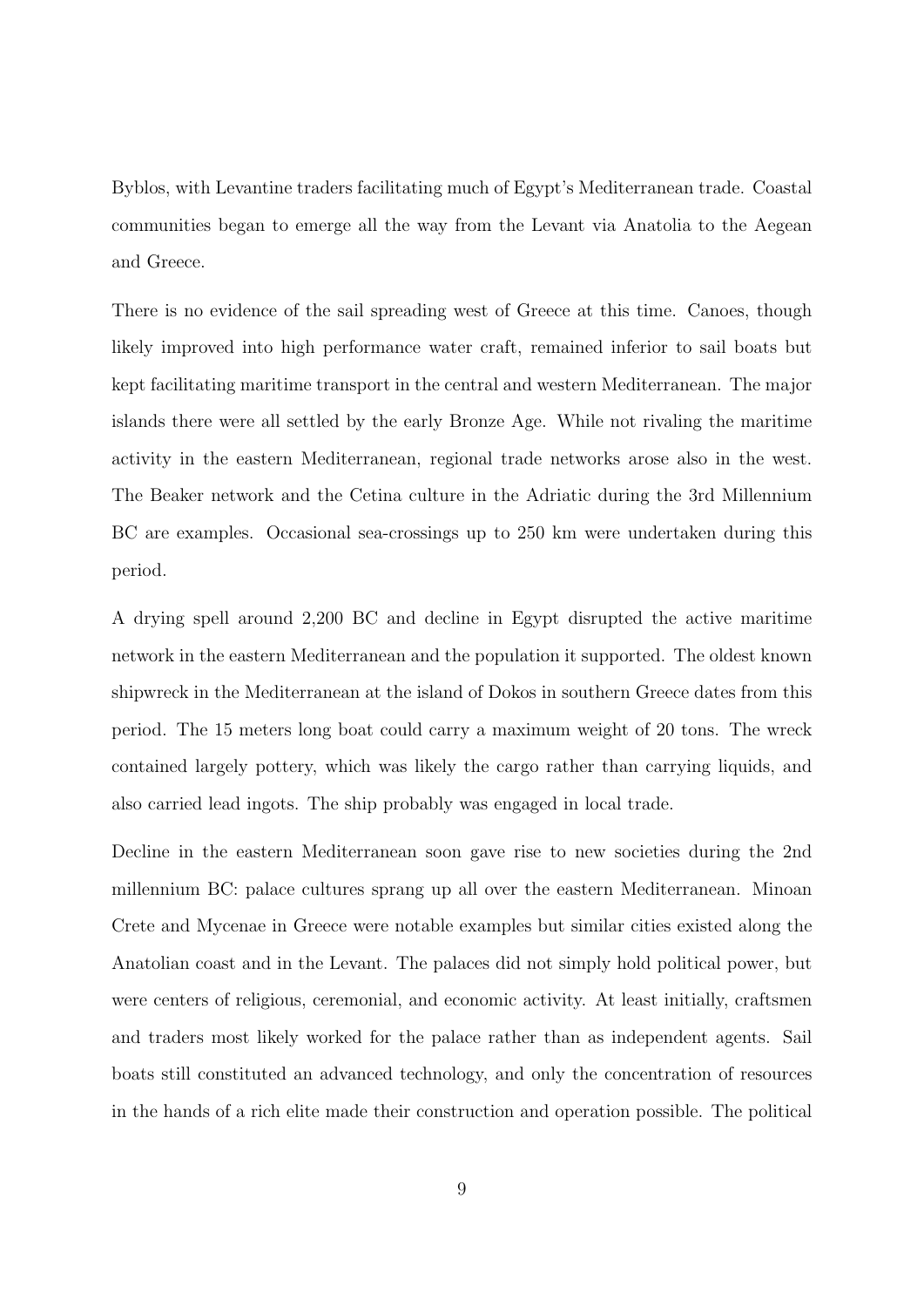Byblos, with Levantine traders facilitating much of Egypt's Mediterranean trade. Coastal communities began to emerge all the way from the Levant via Anatolia to the Aegean and Greece.

There is no evidence of the sail spreading west of Greece at this time. Canoes, though likely improved into high performance water craft, remained inferior to sail boats but kept facilitating maritime transport in the central and western Mediterranean. The major islands there were all settled by the early Bronze Age. While not rivaling the maritime activity in the eastern Mediterranean, regional trade networks arose also in the west. The Beaker network and the Cetina culture in the Adriatic during the 3rd Millennium BC are examples. Occasional sea-crossings up to 250 km were undertaken during this period.

A drying spell around 2,200 BC and decline in Egypt disrupted the active maritime network in the eastern Mediterranean and the population it supported. The oldest known shipwreck in the Mediterranean at the island of Dokos in southern Greece dates from this period. The 15 meters long boat could carry a maximum weight of 20 tons. The wreck contained largely pottery, which was likely the cargo rather than carrying liquids, and also carried lead ingots. The ship probably was engaged in local trade.

Decline in the eastern Mediterranean soon gave rise to new societies during the 2nd millennium BC: palace cultures sprang up all over the eastern Mediterranean. Minoan Crete and Mycenae in Greece were notable examples but similar cities existed along the Anatolian coast and in the Levant. The palaces did not simply hold political power, but were centers of religious, ceremonial, and economic activity. At least initially, craftsmen and traders most likely worked for the palace rather than as independent agents. Sail boats still constituted an advanced technology, and only the concentration of resources in the hands of a rich elite made their construction and operation possible. The political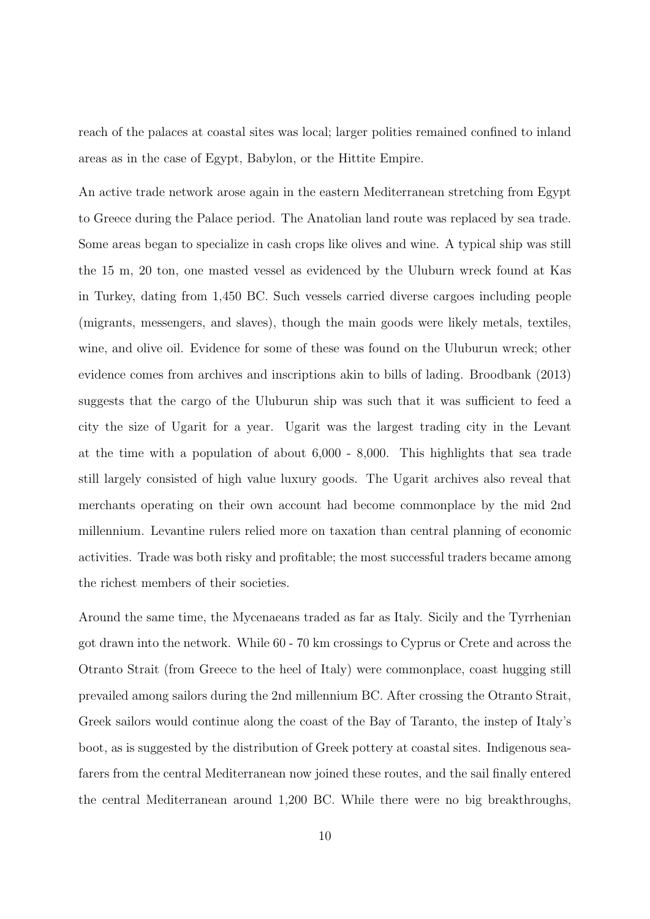reach of the palaces at coastal sites was local; larger polities remained confined to inland areas as in the case of Egypt, Babylon, or the Hittite Empire.

An active trade network arose again in the eastern Mediterranean stretching from Egypt to Greece during the Palace period. The Anatolian land route was replaced by sea trade. Some areas began to specialize in cash crops like olives and wine. A typical ship was still the 15 m, 20 ton, one masted vessel as evidenced by the Uluburn wreck found at Kas in Turkey, dating from 1,450 BC. Such vessels carried diverse cargoes including people (migrants, messengers, and slaves), though the main goods were likely metals, textiles, wine, and olive oil. Evidence for some of these was found on the Uluburun wreck; other evidence comes from archives and inscriptions akin to bills of lading. Broodbank (2013) suggests that the cargo of the Uluburun ship was such that it was sufficient to feed a city the size of Ugarit for a year. Ugarit was the largest trading city in the Levant at the time with a population of about 6,000 - 8,000. This highlights that sea trade still largely consisted of high value luxury goods. The Ugarit archives also reveal that merchants operating on their own account had become commonplace by the mid 2nd millennium. Levantine rulers relied more on taxation than central planning of economic activities. Trade was both risky and profitable; the most successful traders became among the richest members of their societies.

Around the same time, the Mycenaeans traded as far as Italy. Sicily and the Tyrrhenian got drawn into the network. While 60 - 70 km crossings to Cyprus or Crete and across the Otranto Strait (from Greece to the heel of Italy) were commonplace, coast hugging still prevailed among sailors during the 2nd millennium BC. After crossing the Otranto Strait, Greek sailors would continue along the coast of the Bay of Taranto, the instep of Italy's boot, as is suggested by the distribution of Greek pottery at coastal sites. Indigenous seafarers from the central Mediterranean now joined these routes, and the sail finally entered the central Mediterranean around 1,200 BC. While there were no big breakthroughs,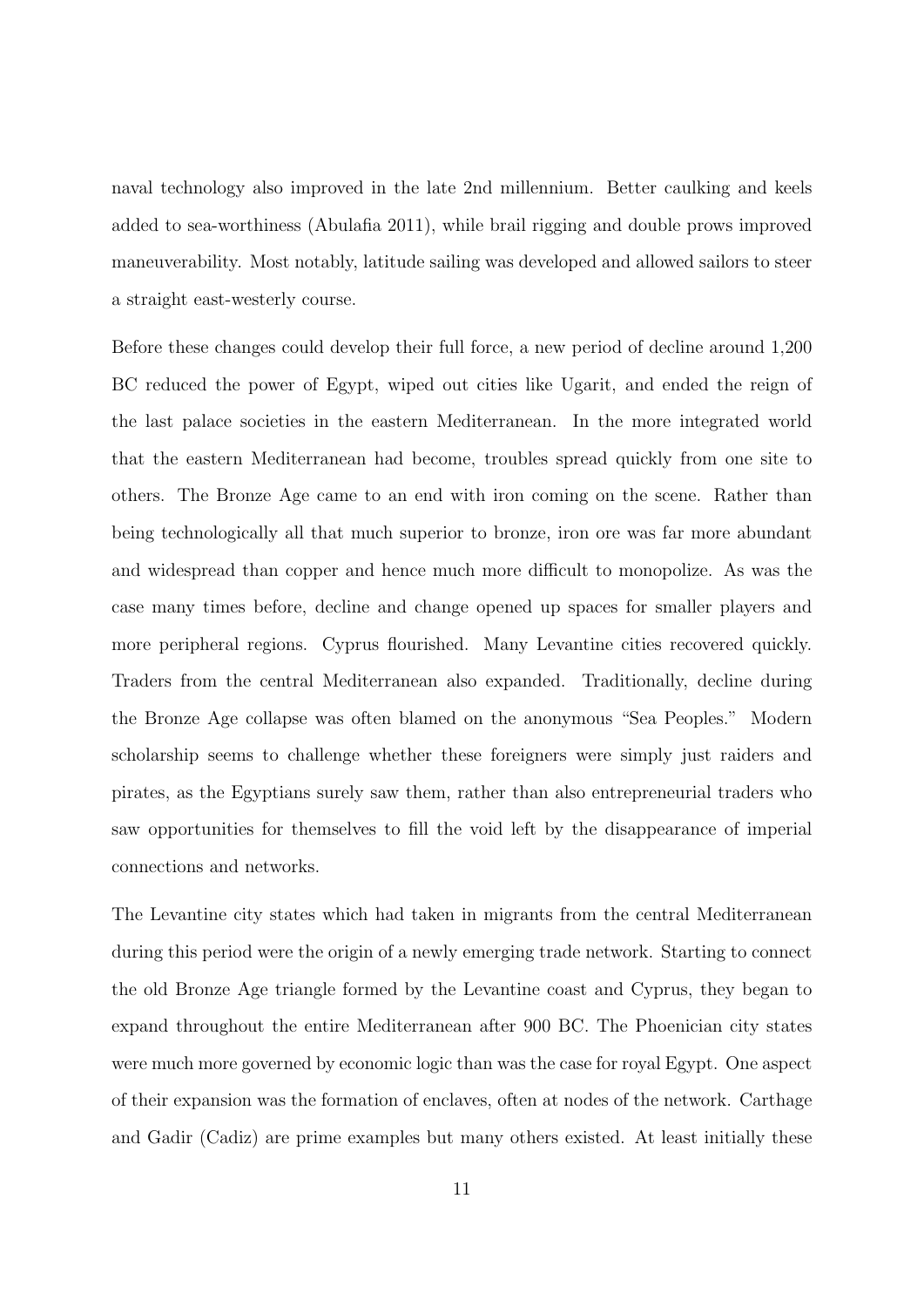naval technology also improved in the late 2nd millennium. Better caulking and keels added to sea-worthiness (Abulafia 2011), while brail rigging and double prows improved maneuverability. Most notably, latitude sailing was developed and allowed sailors to steer a straight east-westerly course.

Before these changes could develop their full force, a new period of decline around 1,200 BC reduced the power of Egypt, wiped out cities like Ugarit, and ended the reign of the last palace societies in the eastern Mediterranean. In the more integrated world that the eastern Mediterranean had become, troubles spread quickly from one site to others. The Bronze Age came to an end with iron coming on the scene. Rather than being technologically all that much superior to bronze, iron ore was far more abundant and widespread than copper and hence much more difficult to monopolize. As was the case many times before, decline and change opened up spaces for smaller players and more peripheral regions. Cyprus flourished. Many Levantine cities recovered quickly. Traders from the central Mediterranean also expanded. Traditionally, decline during the Bronze Age collapse was often blamed on the anonymous "Sea Peoples." Modern scholarship seems to challenge whether these foreigners were simply just raiders and pirates, as the Egyptians surely saw them, rather than also entrepreneurial traders who saw opportunities for themselves to fill the void left by the disappearance of imperial connections and networks.

The Levantine city states which had taken in migrants from the central Mediterranean during this period were the origin of a newly emerging trade network. Starting to connect the old Bronze Age triangle formed by the Levantine coast and Cyprus, they began to expand throughout the entire Mediterranean after 900 BC. The Phoenician city states were much more governed by economic logic than was the case for royal Egypt. One aspect of their expansion was the formation of enclaves, often at nodes of the network. Carthage and Gadir (Cadiz) are prime examples but many others existed. At least initially these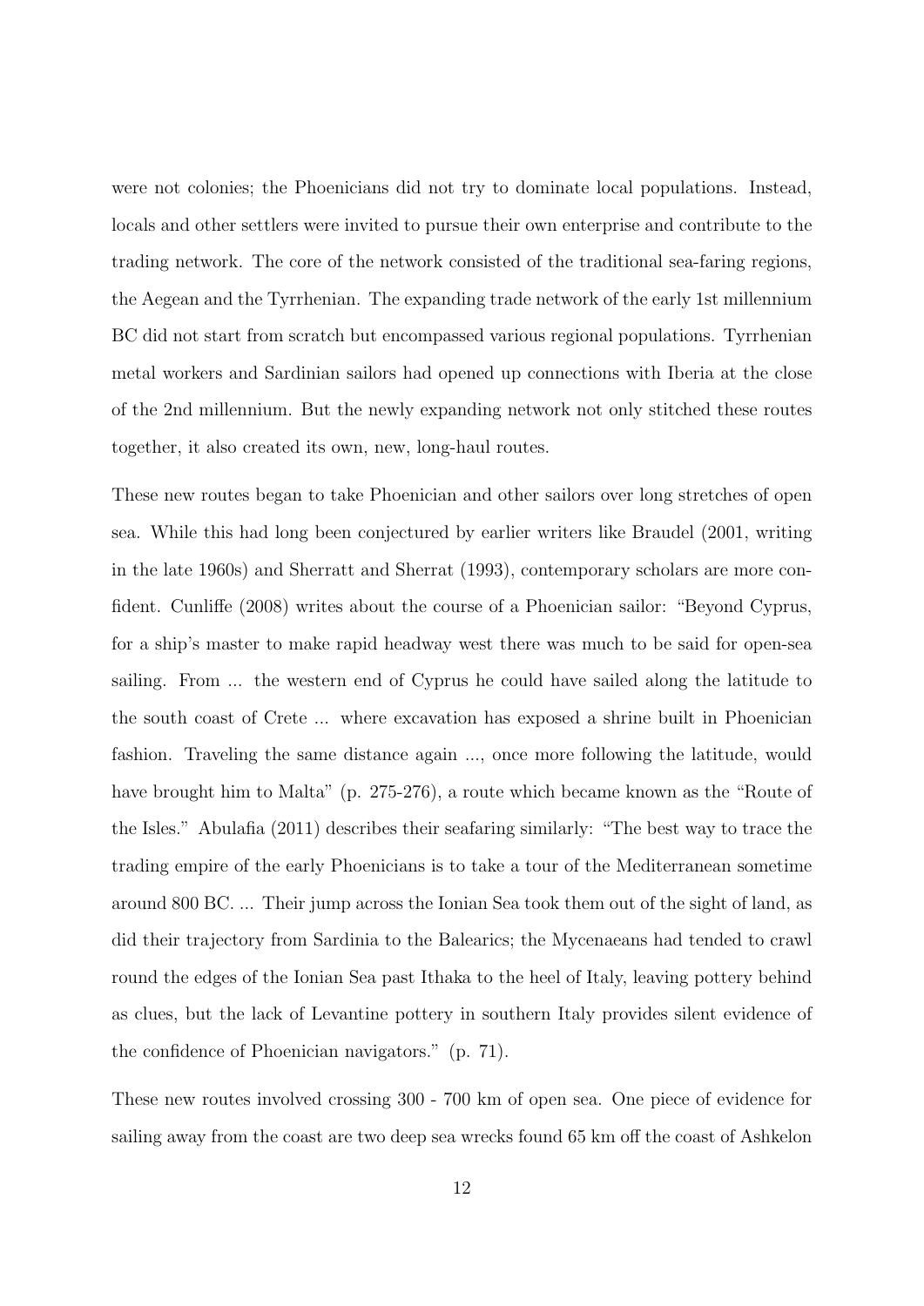were not colonies; the Phoenicians did not try to dominate local populations. Instead, locals and other settlers were invited to pursue their own enterprise and contribute to the trading network. The core of the network consisted of the traditional sea-faring regions, the Aegean and the Tyrrhenian. The expanding trade network of the early 1st millennium BC did not start from scratch but encompassed various regional populations. Tyrrhenian metal workers and Sardinian sailors had opened up connections with Iberia at the close of the 2nd millennium. But the newly expanding network not only stitched these routes together, it also created its own, new, long-haul routes.

These new routes began to take Phoenician and other sailors over long stretches of open sea. While this had long been conjectured by earlier writers like Braudel (2001, writing in the late 1960s) and Sherratt and Sherrat (1993), contemporary scholars are more confident. Cunliffe (2008) writes about the course of a Phoenician sailor: "Beyond Cyprus, for a ship's master to make rapid headway west there was much to be said for open-sea sailing. From ... the western end of Cyprus he could have sailed along the latitude to the south coast of Crete ... where excavation has exposed a shrine built in Phoenician fashion. Traveling the same distance again ..., once more following the latitude, would have brought him to Malta" (p. 275-276), a route which became known as the "Route of the Isles." Abulafia (2011) describes their seafaring similarly: "The best way to trace the trading empire of the early Phoenicians is to take a tour of the Mediterranean sometime around 800 BC. ... Their jump across the Ionian Sea took them out of the sight of land, as did their trajectory from Sardinia to the Balearics; the Mycenaeans had tended to crawl round the edges of the Ionian Sea past Ithaka to the heel of Italy, leaving pottery behind as clues, but the lack of Levantine pottery in southern Italy provides silent evidence of the confidence of Phoenician navigators." (p. 71).

These new routes involved crossing 300 - 700 km of open sea. One piece of evidence for sailing away from the coast are two deep sea wrecks found 65 km off the coast of Ashkelon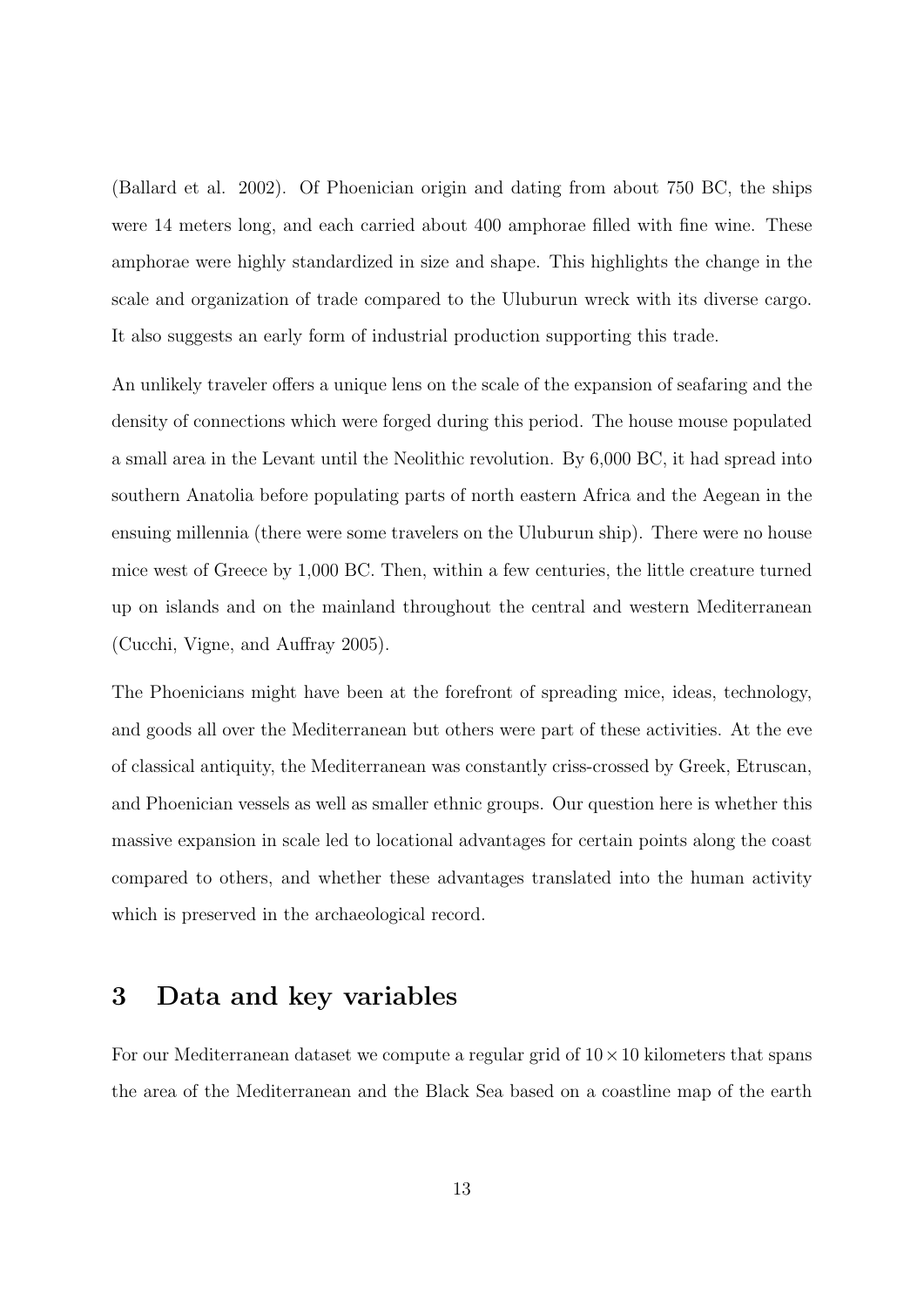(Ballard et al. 2002). Of Phoenician origin and dating from about 750 BC, the ships were 14 meters long, and each carried about 400 amphorae filled with fine wine. These amphorae were highly standardized in size and shape. This highlights the change in the scale and organization of trade compared to the Uluburun wreck with its diverse cargo. It also suggests an early form of industrial production supporting this trade.

An unlikely traveler offers a unique lens on the scale of the expansion of seafaring and the density of connections which were forged during this period. The house mouse populated a small area in the Levant until the Neolithic revolution. By 6,000 BC, it had spread into southern Anatolia before populating parts of north eastern Africa and the Aegean in the ensuing millennia (there were some travelers on the Uluburun ship). There were no house mice west of Greece by 1,000 BC. Then, within a few centuries, the little creature turned up on islands and on the mainland throughout the central and western Mediterranean (Cucchi, Vigne, and Auffray 2005).

The Phoenicians might have been at the forefront of spreading mice, ideas, technology, and goods all over the Mediterranean but others were part of these activities. At the eve of classical antiquity, the Mediterranean was constantly criss-crossed by Greek, Etruscan, and Phoenician vessels as well as smaller ethnic groups. Our question here is whether this massive expansion in scale led to locational advantages for certain points along the coast compared to others, and whether these advantages translated into the human activity which is preserved in the archaeological record.

## 3 Data and key variables

For our Mediterranean dataset we compute a regular grid of $10 \times 10$ kilometers that spans the area of the Mediterranean and the Black Sea based on a coastline map of the earth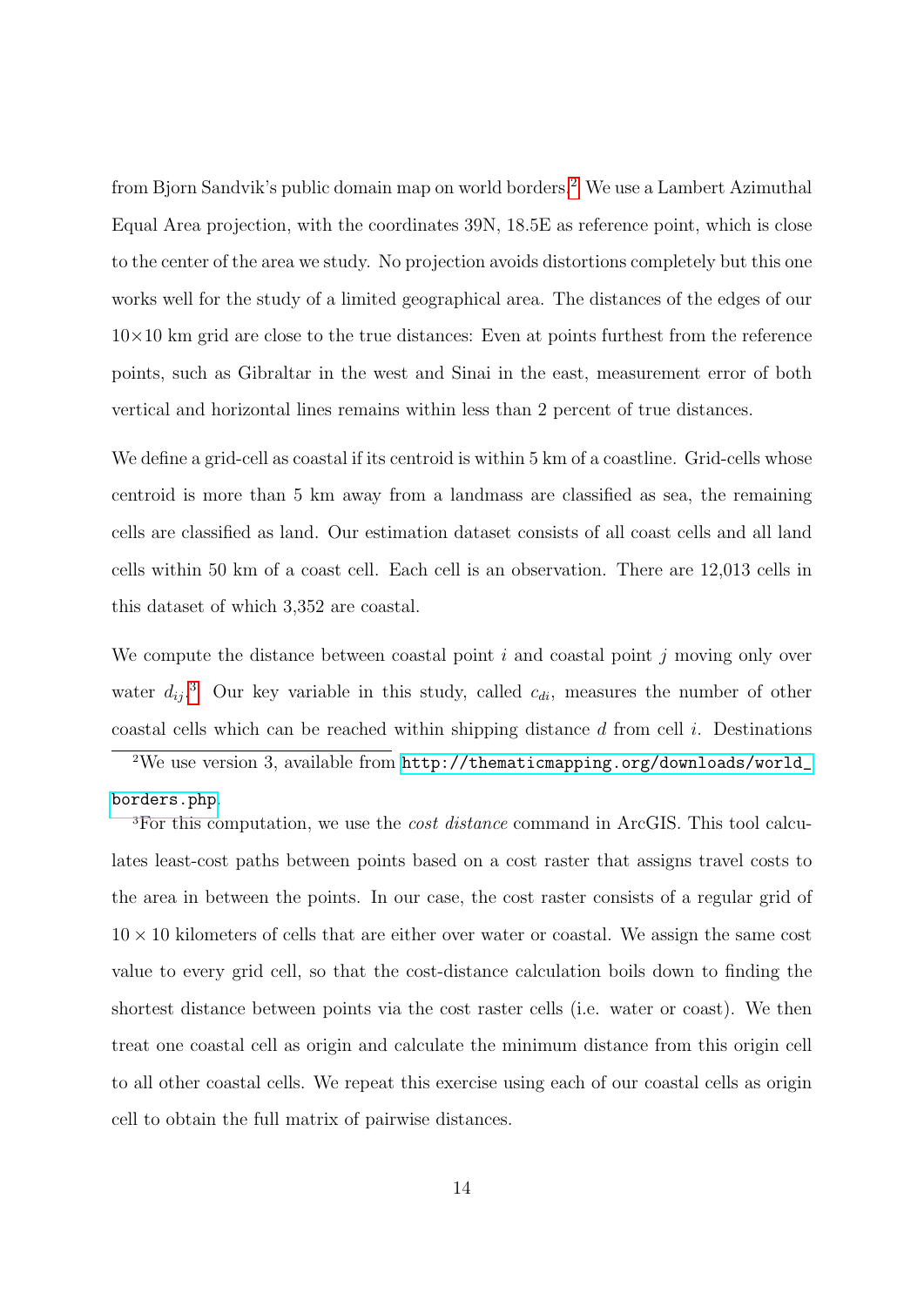from Bjorn Sandvik's public domain map on world borders.[2] We use a Lambert Azimuthal Equal Area projection, with the coordinates 39N, 18.5E as reference point, which is close to the center of the area we study. No projection avoids distortions completely but this one works well for the study of a limited geographical area. The distances of the edges of our 10×10 km grid are close to the true distances: Even at points furthest from the reference points, such as Gibraltar in the west and Sinai in the east, measurement error of both vertical and horizontal lines remains within less than 2 percent of true distances.

We define a grid-cell as coastal if its centroid is within 5 km of a coastline. Grid-cells whose centroid is more than 5 km away from a landmass are classified as sea, the remaining cells are classified as land. Our estimation dataset consists of all coast cells and all land cells within 50 km of a coast cell. Each cell is an observation. There are 12,013 cells in this dataset of which 3,352 are coastal.

We compute the distance between coastal point $i$ and coastal point $j$ moving only over water $d_{ij}$.[3] Our key variable in this study, called $c_{di}$, measures the number of other coastal cells which can be reached within shipping distance $d$ from cell $i$. Destinations

---

[2] We use version 3, available from http://thematicmapping.org/downloads/world_borders.php.

[3] For this computation, we use the *cost distance* command in ArcGIS. This tool calculates least-cost paths between points based on a cost raster that assigns travel costs to the area in between the points. In our case, the cost raster consists of a regular grid of $10 \times 10$ kilometers of cells that are either over water or coastal. We assign the same cost value to every grid cell, so that the cost-distance calculation boils down to finding the shortest distance between points via the cost raster cells (i.e. water or coast). We then treat one coastal cell as origin and calculate the minimum distance from this origin cell to all other coastal cells. We repeat this exercise using each of our coastal cells as origin cell to obtain the full matrix of pairwise distances.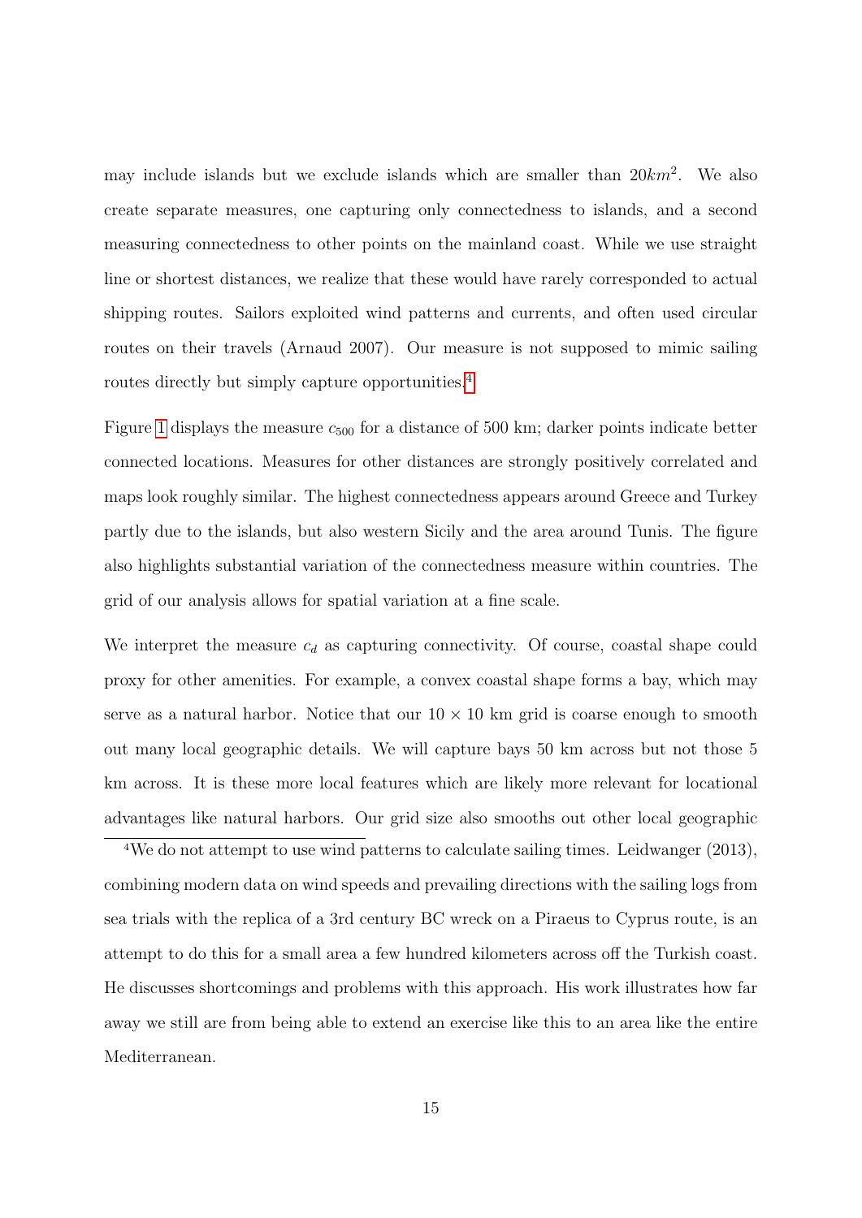may include islands but we exclude islands which are smaller than $20km^2$. We also create separate measures, one capturing only connectedness to islands, and a second measuring connectedness to other points on the mainland coast. While we use straight line or shortest distances, we realize that these would have rarely corresponded to actual shipping routes. Sailors exploited wind patterns and currents, and often used circular routes on their travels (Arnaud 2007). Our measure is not supposed to mimic sailing routes directly but simply capture opportunities.[4]

Figure 1 displays the measure $c_{500}$ for a distance of 500 km; darker points indicate better connected locations. Measures for other distances are strongly positively correlated and maps look roughly similar. The highest connectedness appears around Greece and Turkey partly due to the islands, but also western Sicily and the area around Tunis. The figure also highlights substantial variation of the connectedness measure within countries. The grid of our analysis allows for spatial variation at a fine scale.

We interpret the measure $c_d$ as capturing connectivity. Of course, coastal shape could proxy for other amenities. For example, a convex coastal shape forms a bay, which may serve as a natural harbor. Notice that our $10 \times 10$ km grid is coarse enough to smooth out many local geographic details. We will capture bays 50 km across but not those 5 km across. It is these more local features which are likely more relevant for locational advantages like natural harbors. Our grid size also smooths out other local geographic

[4]We do not attempt to use wind patterns to calculate sailing times. Leidwanger (2013), combining modern data on wind speeds and prevailing directions with the sailing logs from sea trials with the replica of a 3rd century BC wreck on a Piraeus to Cyprus route, is an attempt to do this for a small area a few hundred kilometers across off the Turkish coast. He discusses shortcomings and problems with this approach. His work illustrates how far away we still are from being able to extend an exercise like this to an area like the entire Mediterranean.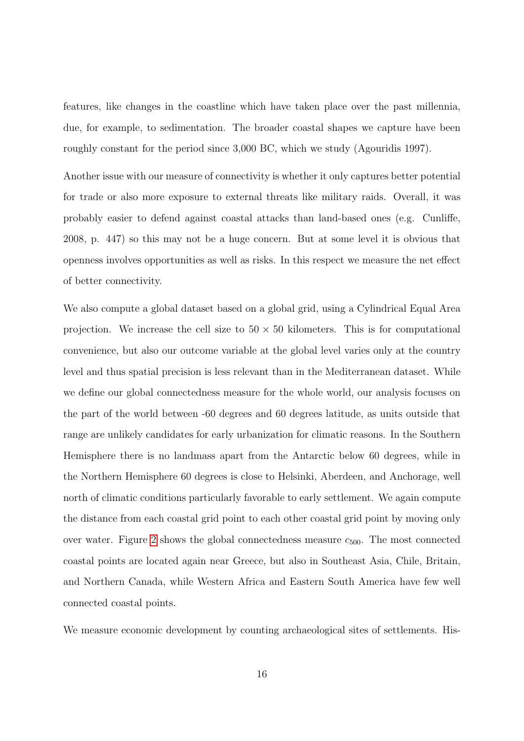features, like changes in the coastline which have taken place over the past millennia, due, for example, to sedimentation. The broader coastal shapes we capture have been roughly constant for the period since 3,000 BC, which we study (Agouridis 1997).

Another issue with our measure of connectivity is whether it only captures better potential for trade or also more exposure to external threats like military raids. Overall, it was probably easier to defend against coastal attacks than land-based ones (e.g. Cunliffe, 2008, p. 447) so this may not be a huge concern. But at some level it is obvious that openness involves opportunities as well as risks. In this respect we measure the net effect of better connectivity.

We also compute a global dataset based on a global grid, using a Cylindrical Equal Area projection. We increase the cell size to $50 \times 50$ kilometers. This is for computational convenience, but also our outcome variable at the global level varies only at the country level and thus spatial precision is less relevant than in the Mediterranean dataset. While we define our global connectedness measure for the whole world, our analysis focuses on the part of the world between -60 degrees and 60 degrees latitude, as units outside that range are unlikely candidates for early urbanization for climatic reasons. In the Southern Hemisphere there is no landmass apart from the Antarctic below 60 degrees, while in the Northern Hemisphere 60 degrees is close to Helsinki, Aberdeen, and Anchorage, well north of climatic conditions particularly favorable to early settlement. We again compute the distance from each coastal grid point to each other coastal grid point by moving only over water. Figure 2 shows the global connectedness measure $c_{500}$. The most connected coastal points are located again near Greece, but also in Southeast Asia, Chile, Britain, and Northern Canada, while Western Africa and Eastern South America have few well connected coastal points.

We measure economic development by counting archaeological sites of settlements. His-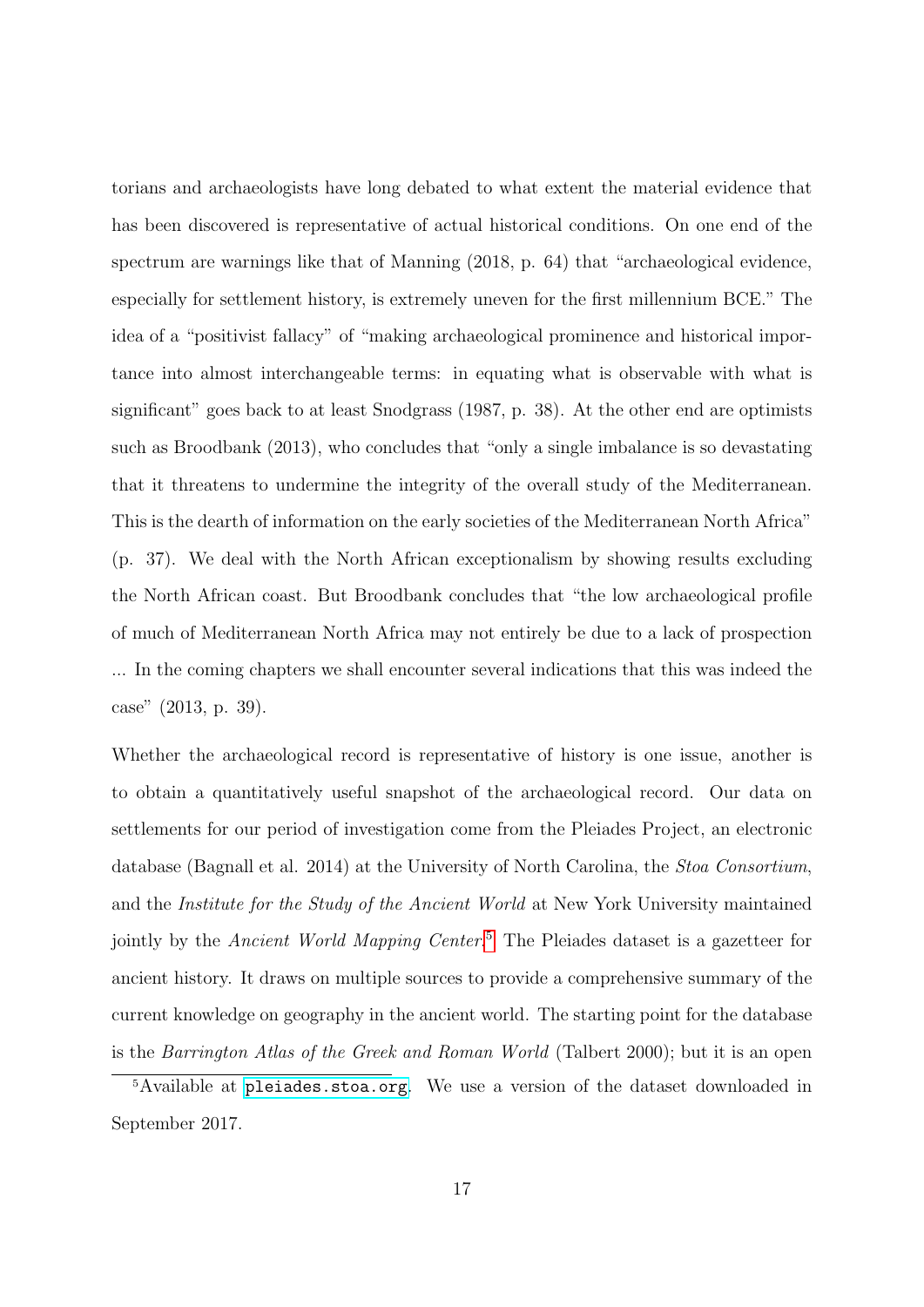torians and archaeologists have long debated to what extent the material evidence that has been discovered is representative of actual historical conditions. On one end of the spectrum are warnings like that of Manning (2018, p. 64) that "archaeological evidence, especially for settlement history, is extremely uneven for the first millennium BCE." The idea of a "positivist fallacy" of "making archaeological prominence and historical importance into almost interchangeable terms: in equating what is observable with what is significant" goes back to at least Snodgrass (1987, p. 38). At the other end are optimists such as Broodbank (2013), who concludes that "only a single imbalance is so devastating that it threatens to undermine the integrity of the overall study of the Mediterranean. This is the dearth of information on the early societies of the Mediterranean North Africa" (p. 37). We deal with the North African exceptionalism by showing results excluding the North African coast. But Broodbank concludes that "the low archaeological profile of much of Mediterranean North Africa may not entirely be due to a lack of prospection ... In the coming chapters we shall encounter several indications that this was indeed the case" (2013, p. 39).

Whether the archaeological record is representative of history is one issue, another is to obtain a quantitatively useful snapshot of the archaeological record. Our data on settlements for our period of investigation come from the Pleiades Project, an electronic database (Bagnall et al. 2014) at the University of North Carolina, the *Stoa Consortium*, and the *Institute for the Study of the Ancient World* at New York University maintained jointly by the *Ancient World Mapping Center*.[5] The Pleiades dataset is a gazetteer for ancient history. It draws on multiple sources to provide a comprehensive summary of the current knowledge on geography in the ancient world. The starting point for the database is the *Barrington Atlas of the Greek and Roman World* (Talbert 2000); but it is an open

[5]Available at pleiades.stoa.org. We use a version of the dataset downloaded in September 2017.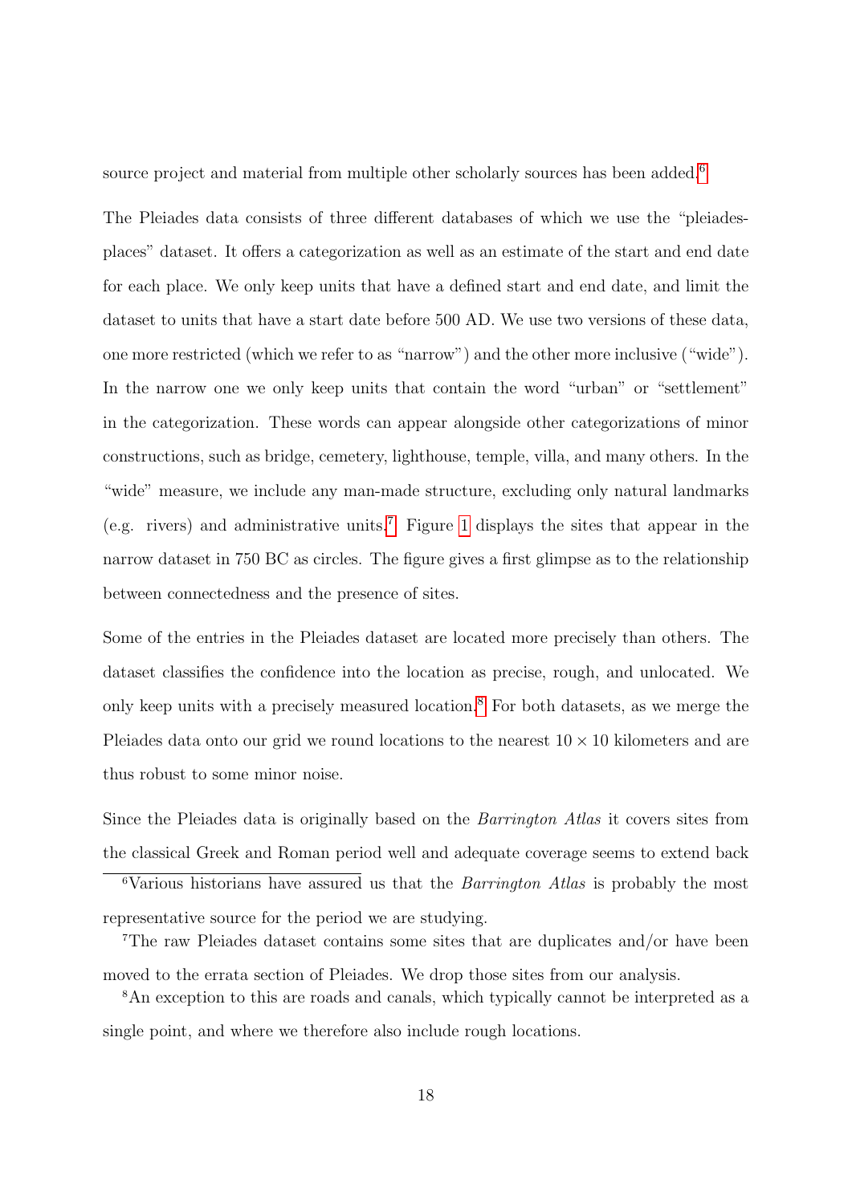source project and material from multiple other scholarly sources has been added.[6]

The Pleiades data consists of three different databases of which we use the "pleiades-places" dataset. It offers a categorization as well as an estimate of the start and end date for each place. We only keep units that have a defined start and end date, and limit the dataset to units that have a start date before 500 AD. We use two versions of these data, one more restricted (which we refer to as "narrow") and the other more inclusive ("wide"). In the narrow one we only keep units that contain the word "urban" or "settlement" in the categorization. These words can appear alongside other categorizations of minor constructions, such as bridge, cemetery, lighthouse, temple, villa, and many others. In the "wide" measure, we include any man-made structure, excluding only natural landmarks (e.g. rivers) and administrative units.[7] Figure 1 displays the sites that appear in the narrow dataset in 750 BC as circles. The figure gives a first glimpse as to the relationship between connectedness and the presence of sites.

Some of the entries in the Pleiades dataset are located more precisely than others. The dataset classifies the confidence into the location as precise, rough, and unlocated. We only keep units with a precisely measured location.[8] For both datasets, as we merge the Pleiades data onto our grid we round locations to the nearest $10 \times 10$ kilometers and are thus robust to some minor noise.

Since the Pleiades data is originally based on the *Barrington Atlas* it covers sites from the classical Greek and Roman period well and adequate coverage seems to extend back

[6] Various historians have assured us that the *Barrington Atlas* is probably the most representative source for the period we are studying.

[7] The raw Pleiades dataset contains some sites that are duplicates and/or have been moved to the errata section of Pleiades. We drop those sites from our analysis.

[8] An exception to this are roads and canals, which typically cannot be interpreted as a single point, and where we therefore also include rough locations.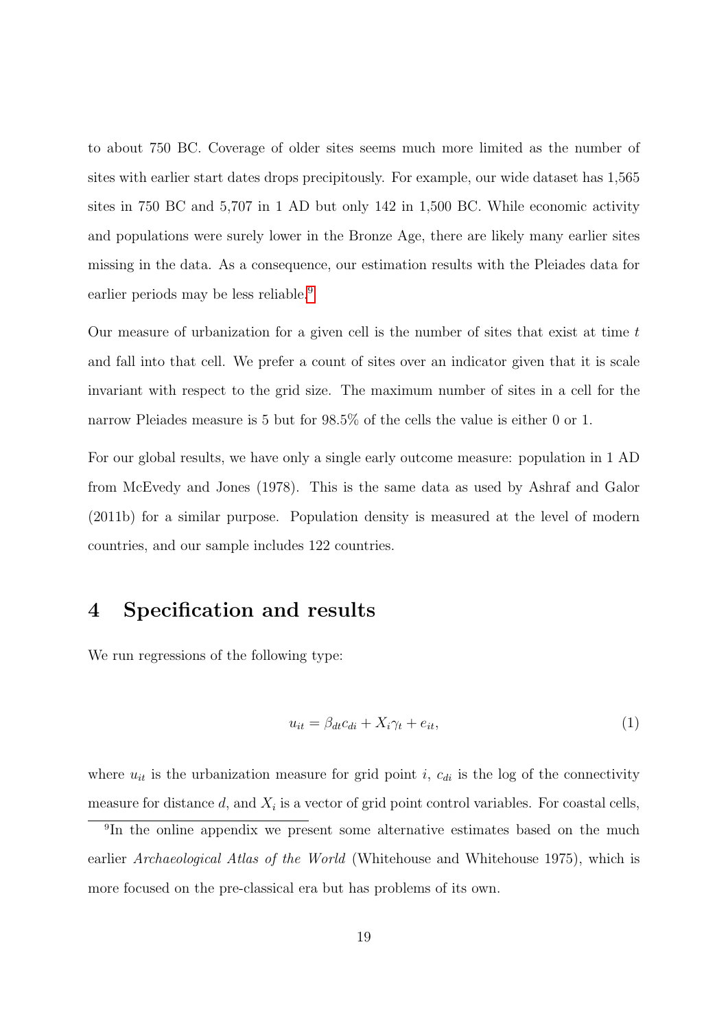to about 750 BC. Coverage of older sites seems much more limited as the number of sites with earlier start dates drops precipitously. For example, our wide dataset has 1,565 sites in 750 BC and 5,707 in 1 AD but only 142 in 1,500 BC. While economic activity and populations were surely lower in the Bronze Age, there are likely many earlier sites missing in the data. As a consequence, our estimation results with the Pleiades data for earlier periods may be less reliable.[9]

Our measure of urbanization for a given cell is the number of sites that exist at time $t$ and fall into that cell. We prefer a count of sites over an indicator given that it is scale invariant with respect to the grid size. The maximum number of sites in a cell for the narrow Pleiades measure is 5 but for 98.5% of the cells the value is either 0 or 1.

For our global results, we have only a single early outcome measure: population in 1 AD from McEvedy and Jones (1978). This is the same data as used by Ashraf and Galor (2011b) for a similar purpose. Population density is measured at the level of modern countries, and our sample includes 122 countries.

# 4 Specification and results

We run regressions of the following type:

$$u_{it} = \beta_{dt} c_{di} + X_i \gamma_t + e_{it}, \tag{1}$$

where $u_{it}$ is the urbanization measure for grid point $i$, $c_{di}$ is the log of the connectivity measure for distance $d$, and $X_i$ is a vector of grid point control variables. For coastal cells,

[9] In the online appendix we present some alternative estimates based on the much earlier *Archaeological Atlas of the World* (Whitehouse and Whitehouse 1975), which is more focused on the pre-classical era but has problems of its own.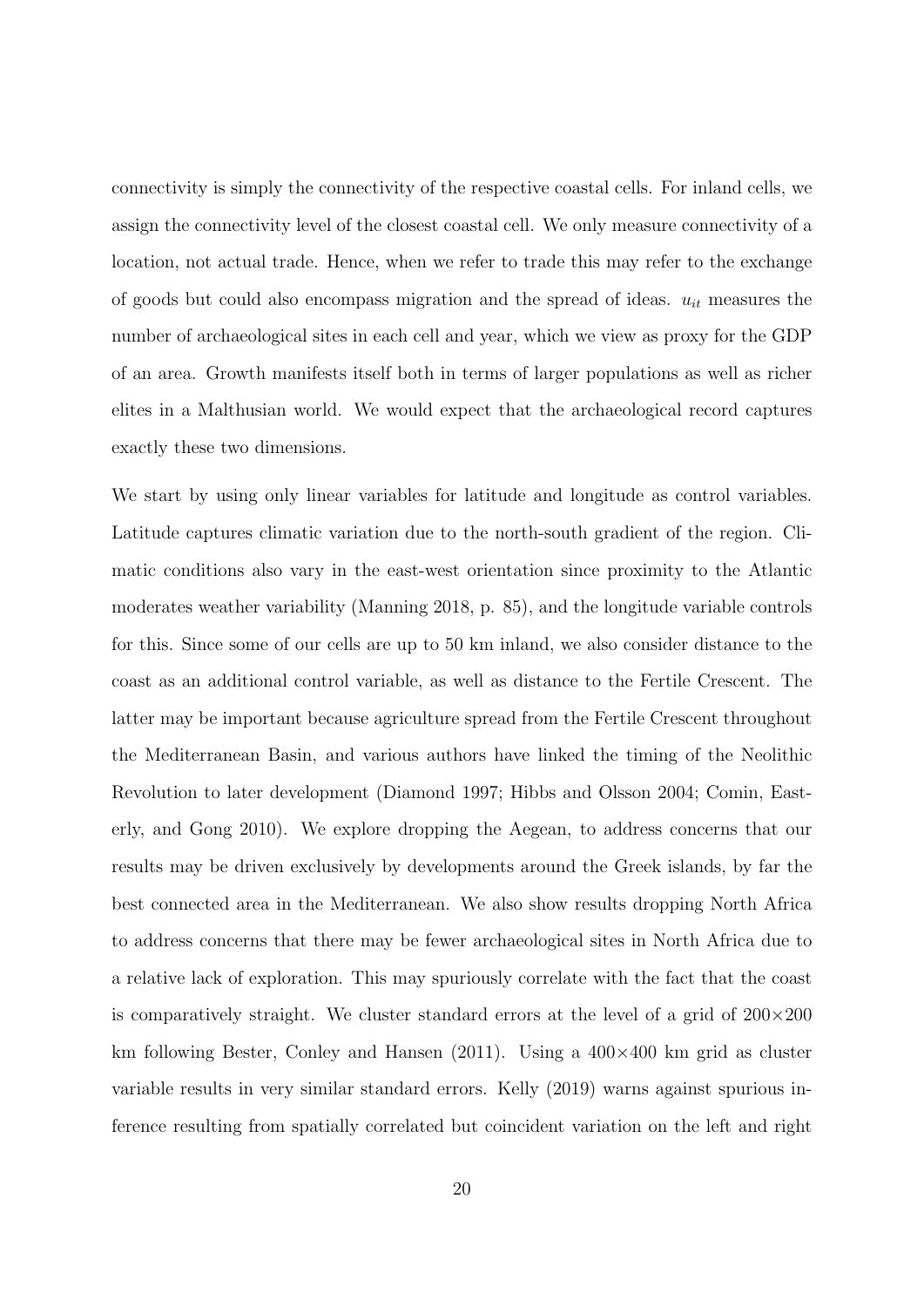connectivity is simply the connectivity of the respective coastal cells. For inland cells, we assign the connectivity level of the closest coastal cell. We only measure connectivity of a location, not actual trade. Hence, when we refer to trade this may refer to the exchange of goods but could also encompass migration and the spread of ideas. $u_{it}$ measures the number of archaeological sites in each cell and year, which we view as proxy for the GDP of an area. Growth manifests itself both in terms of larger populations as well as richer elites in a Malthusian world. We would expect that the archaeological record captures exactly these two dimensions.

We start by using only linear variables for latitude and longitude as control variables. Latitude captures climatic variation due to the north-south gradient of the region. Climatic conditions also vary in the east-west orientation since proximity to the Atlantic moderates weather variability (Manning 2018, p. 85), and the longitude variable controls for this. Since some of our cells are up to 50 km inland, we also consider distance to the coast as an additional control variable, as well as distance to the Fertile Crescent. The latter may be important because agriculture spread from the Fertile Crescent throughout the Mediterranean Basin, and various authors have linked the timing of the Neolithic Revolution to later development (Diamond 1997; Hibbs and Olsson 2004; Comin, Easterly, and Gong 2010). We explore dropping the Aegean, to address concerns that our results may be driven exclusively by developments around the Greek islands, by far the best connected area in the Mediterranean. We also show results dropping North Africa to address concerns that there may be fewer archaeological sites in North Africa due to a relative lack of exploration. This may spuriously correlate with the fact that the coast is comparatively straight. We cluster standard errors at the level of a grid of $200 \times 200$ km following Bester, Conley and Hansen (2011). Using a $400 \times 400$ km grid as cluster variable results in very similar standard errors. Kelly (2019) warns against spurious inference resulting from spatially correlated but coincident variation on the left and right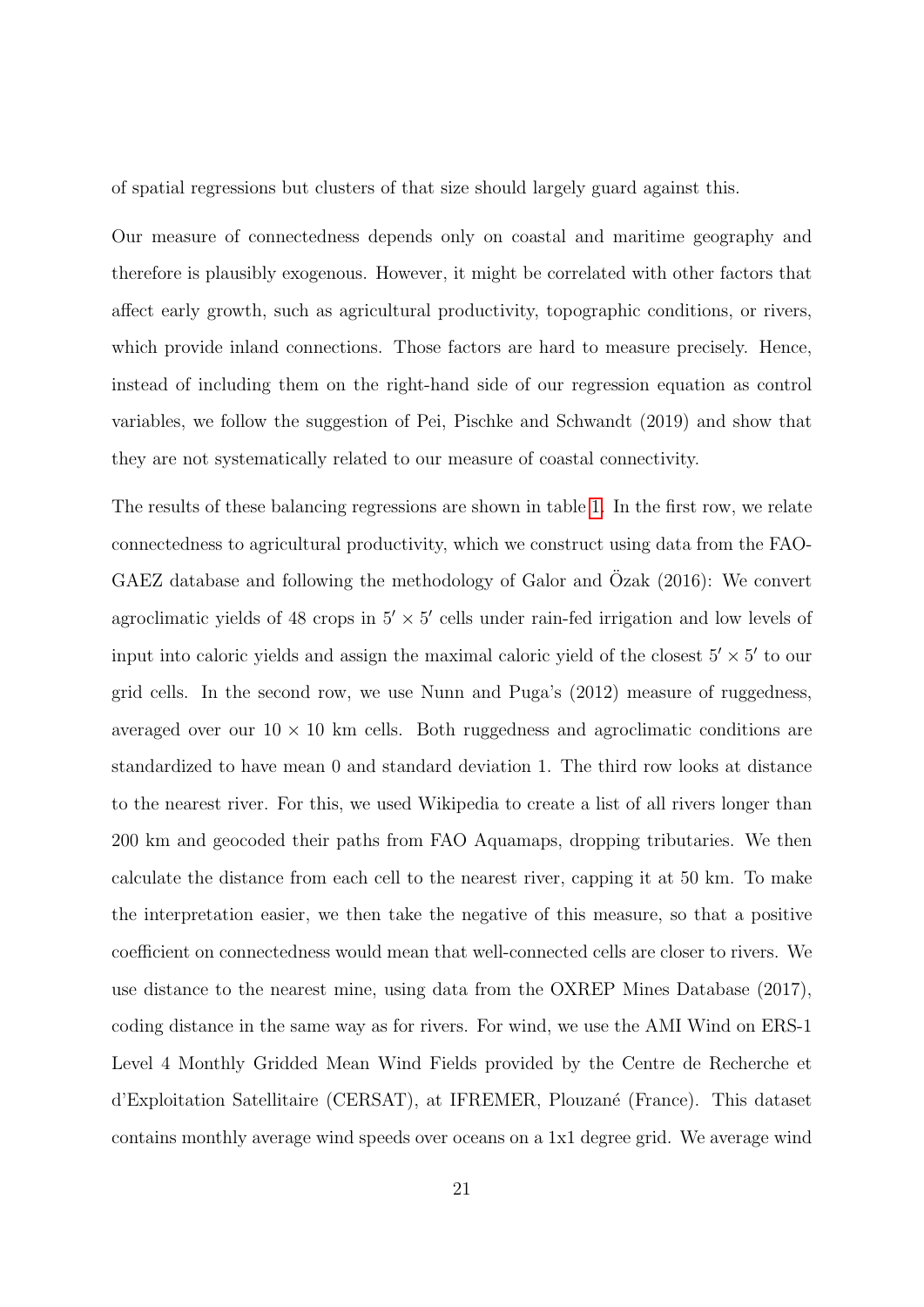of spatial regressions but clusters of that size should largely guard against this.

Our measure of connectedness depends only on coastal and maritime geography and therefore is plausibly exogenous. However, it might be correlated with other factors that affect early growth, such as agricultural productivity, topographic conditions, or rivers, which provide inland connections. Those factors are hard to measure precisely. Hence, instead of including them on the right-hand side of our regression equation as control variables, we follow the suggestion of Pei, Pischke and Schwandt (2019) and show that they are not systematically related to our measure of coastal connectivity.

The results of these balancing regressions are shown in table 1. In the first row, we relate connectedness to agricultural productivity, which we construct using data from the FAO-GAEZ database and following the methodology of Galor and Özak (2016): We convert agroclimatic yields of 48 crops in $5' \times 5'$ cells under rain-fed irrigation and low levels of input into caloric yields and assign the maximal caloric yield of the closest $5' \times 5'$ to our grid cells. In the second row, we use Nunn and Puga's (2012) measure of ruggedness, averaged over our $10 \times 10$ km cells. Both ruggedness and agroclimatic conditions are standardized to have mean 0 and standard deviation 1. The third row looks at distance to the nearest river. For this, we used Wikipedia to create a list of all rivers longer than 200 km and geocoded their paths from FAO Aquamaps, dropping tributaries. We then calculate the distance from each cell to the nearest river, capping it at 50 km. To make the interpretation easier, we then take the negative of this measure, so that a positive coefficient on connectedness would mean that well-connected cells are closer to rivers. We use distance to the nearest mine, using data from the OXREP Mines Database (2017), coding distance in the same way as for rivers. For wind, we use the AMI Wind on ERS-1 Level 4 Monthly Gridded Mean Wind Fields provided by the Centre de Recherche et d'Exploitation Satellitaire (CERSAT), at IFREMER, Plouzané (France). This dataset contains monthly average wind speeds over oceans on a 1x1 degree grid. We average wind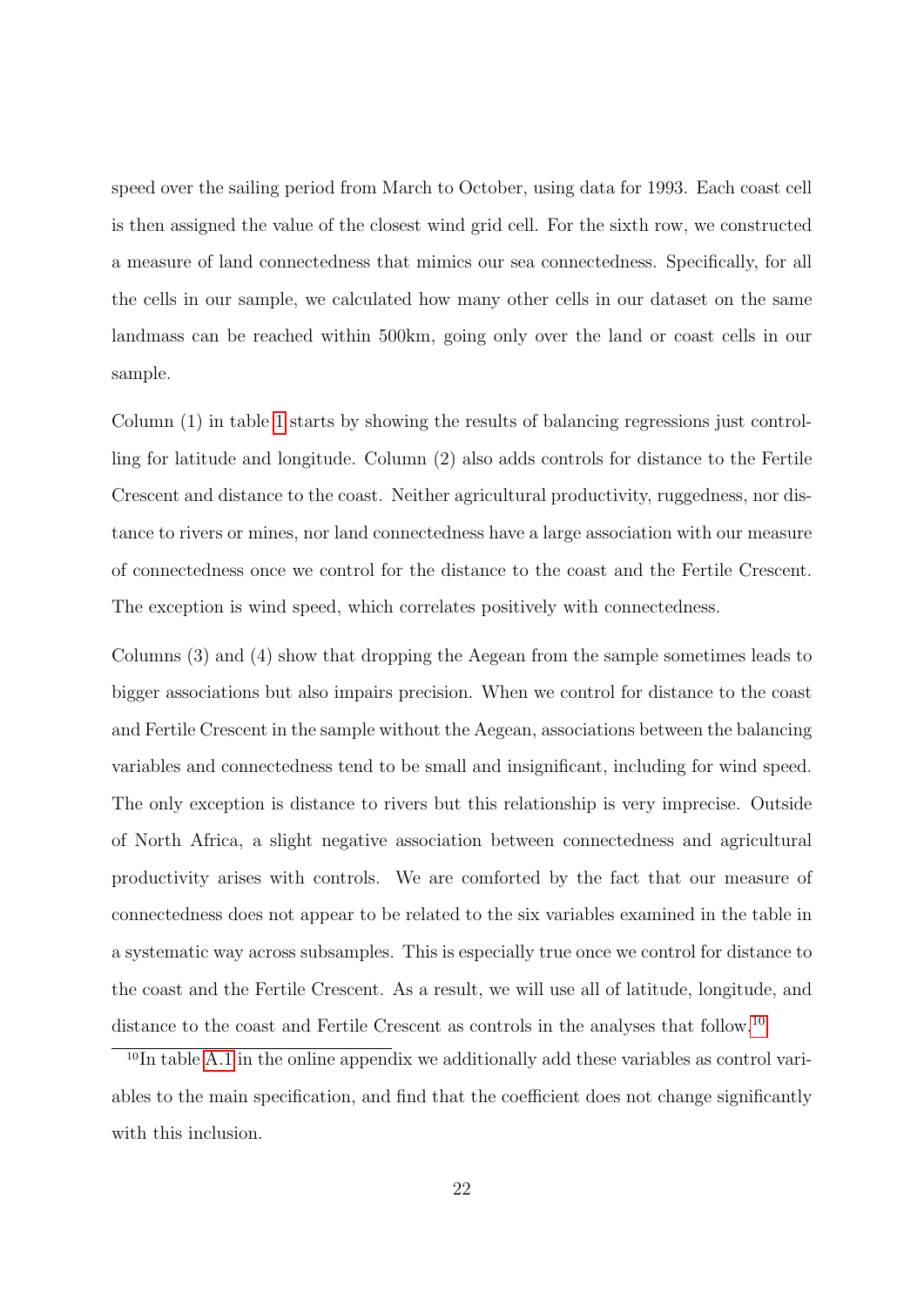speed over the sailing period from March to October, using data for 1993. Each coast cell is then assigned the value of the closest wind grid cell. For the sixth row, we constructed a measure of land connectedness that mimics our sea connectedness. Specifically, for all the cells in our sample, we calculated how many other cells in our dataset on the same landmass can be reached within 500km, going only over the land or coast cells in our sample.

Column (1) in table 1 starts by showing the results of balancing regressions just controlling for latitude and longitude. Column (2) also adds controls for distance to the Fertile Crescent and distance to the coast. Neither agricultural productivity, ruggedness, nor distance to rivers or mines, nor land connectedness have a large association with our measure of connectedness once we control for the distance to the coast and the Fertile Crescent. The exception is wind speed, which correlates positively with connectedness.

Columns (3) and (4) show that dropping the Aegean from the sample sometimes leads to bigger associations but also impairs precision. When we control for distance to the coast and Fertile Crescent in the sample without the Aegean, associations between the balancing variables and connectedness tend to be small and insignificant, including for wind speed. The only exception is distance to rivers but this relationship is very imprecise. Outside of North Africa, a slight negative association between connectedness and agricultural productivity arises with controls. We are comforted by the fact that our measure of connectedness does not appear to be related to the six variables examined in the table in a systematic way across subsamples. This is especially true once we control for distance to the coast and the Fertile Crescent. As a result, we will use all of latitude, longitude, and distance to the coast and Fertile Crescent as controls in the analyses that follow.[10]

[10]In table A.1 in the online appendix we additionally add these variables as control variables to the main specification, and find that the coefficient does not change significantly with this inclusion.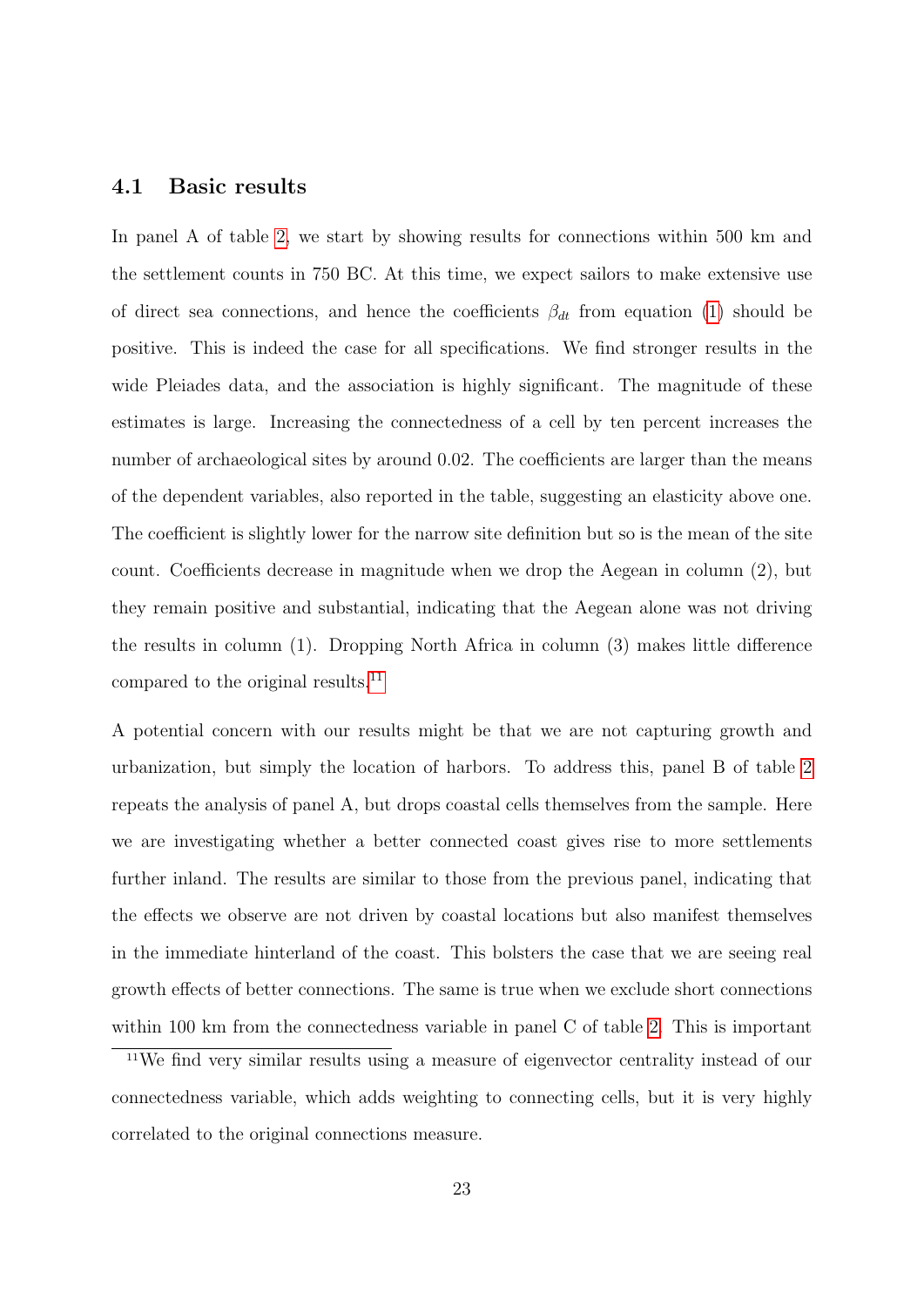## 4.1 Basic results

In panel A of table 2, we start by showing results for connections within 500 km and the settlement counts in 750 BC. At this time, we expect sailors to make extensive use of direct sea connections, and hence the coefficients $\beta_{dt}$ from equation (1) should be positive. This is indeed the case for all specifications. We find stronger results in the wide Pleiades data, and the association is highly significant. The magnitude of these estimates is large. Increasing the connectedness of a cell by ten percent increases the number of archaeological sites by around 0.02. The coefficients are larger than the means of the dependent variables, also reported in the table, suggesting an elasticity above one. The coefficient is slightly lower for the narrow site definition but so is the mean of the site count. Coefficients decrease in magnitude when we drop the Aegean in column (2), but they remain positive and substantial, indicating that the Aegean alone was not driving the results in column (1). Dropping North Africa in column (3) makes little difference compared to the original results.[11]

A potential concern with our results might be that we are not capturing growth and urbanization, but simply the location of harbors. To address this, panel B of table 2 repeats the analysis of panel A, but drops coastal cells themselves from the sample. Here we are investigating whether a better connected coast gives rise to more settlements further inland. The results are similar to those from the previous panel, indicating that the effects we observe are not driven by coastal locations but also manifest themselves in the immediate hinterland of the coast. This bolsters the case that we are seeing real growth effects of better connections. The same is true when we exclude short connections within 100 km from the connectedness variable in panel C of table 2. This is important

[11] We find very similar results using a measure of eigenvector centrality instead of our connectedness variable, which adds weighting to connecting cells, but it is very highly correlated to the original connections measure.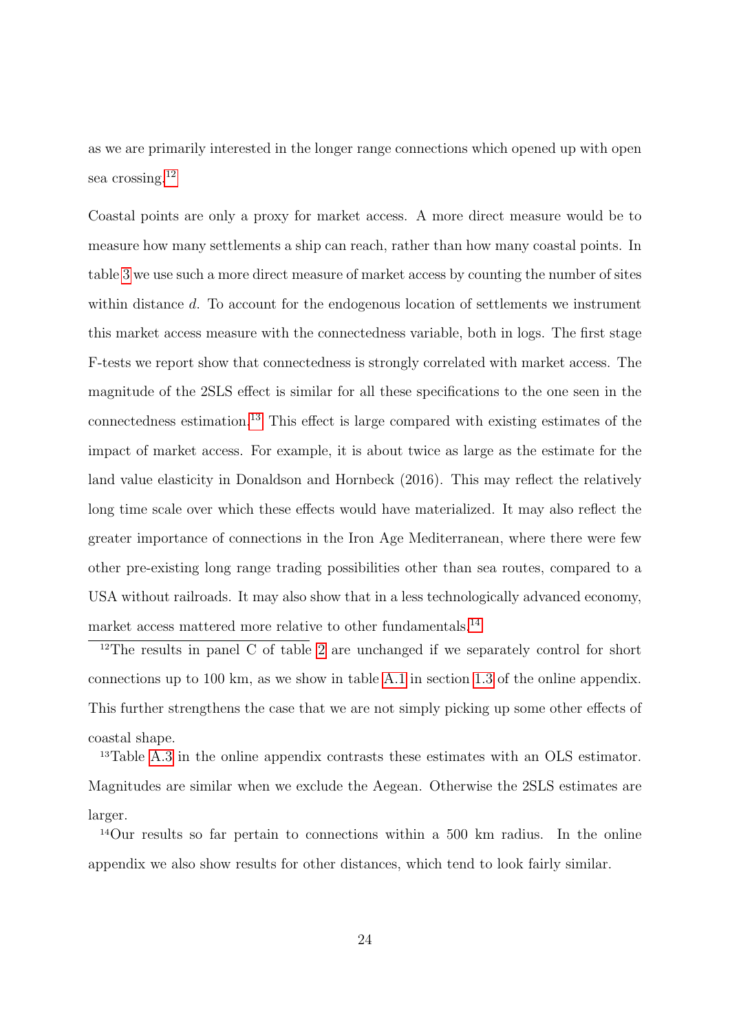as we are primarily interested in the longer range connections which opened up with open sea crossing.[12]

Coastal points are only a proxy for market access. A more direct measure would be to measure how many settlements a ship can reach, rather than how many coastal points. In table 3 we use such a more direct measure of market access by counting the number of sites within distance $d$. To account for the endogenous location of settlements we instrument this market access measure with the connectedness variable, both in logs. The first stage F-tests we report show that connectedness is strongly correlated with market access. The magnitude of the 2SLS effect is similar for all these specifications to the one seen in the connectedness estimation.[13] This effect is large compared with existing estimates of the impact of market access. For example, it is about twice as large as the estimate for the land value elasticity in Donaldson and Hornbeck (2016). This may reflect the relatively long time scale over which these effects would have materialized. It may also reflect the greater importance of connections in the Iron Age Mediterranean, where there were few other pre-existing long range trading possibilities other than sea routes, compared to a USA without railroads. It may also show that in a less technologically advanced economy, market access mattered more relative to other fundamentals.[14]

[12] The results in panel C of table 2 are unchanged if we separately control for short connections up to 100 km, as we show in table A.1 in section 1.3 of the online appendix. This further strengthens the case that we are not simply picking up some other effects of coastal shape.

[13] Table A.3 in the online appendix contrasts these estimates with an OLS estimator. Magnitudes are similar when we exclude the Aegean. Otherwise the 2SLS estimates are larger.

[14] Our results so far pertain to connections within a 500 km radius. In the online appendix we also show results for other distances, which tend to look fairly similar.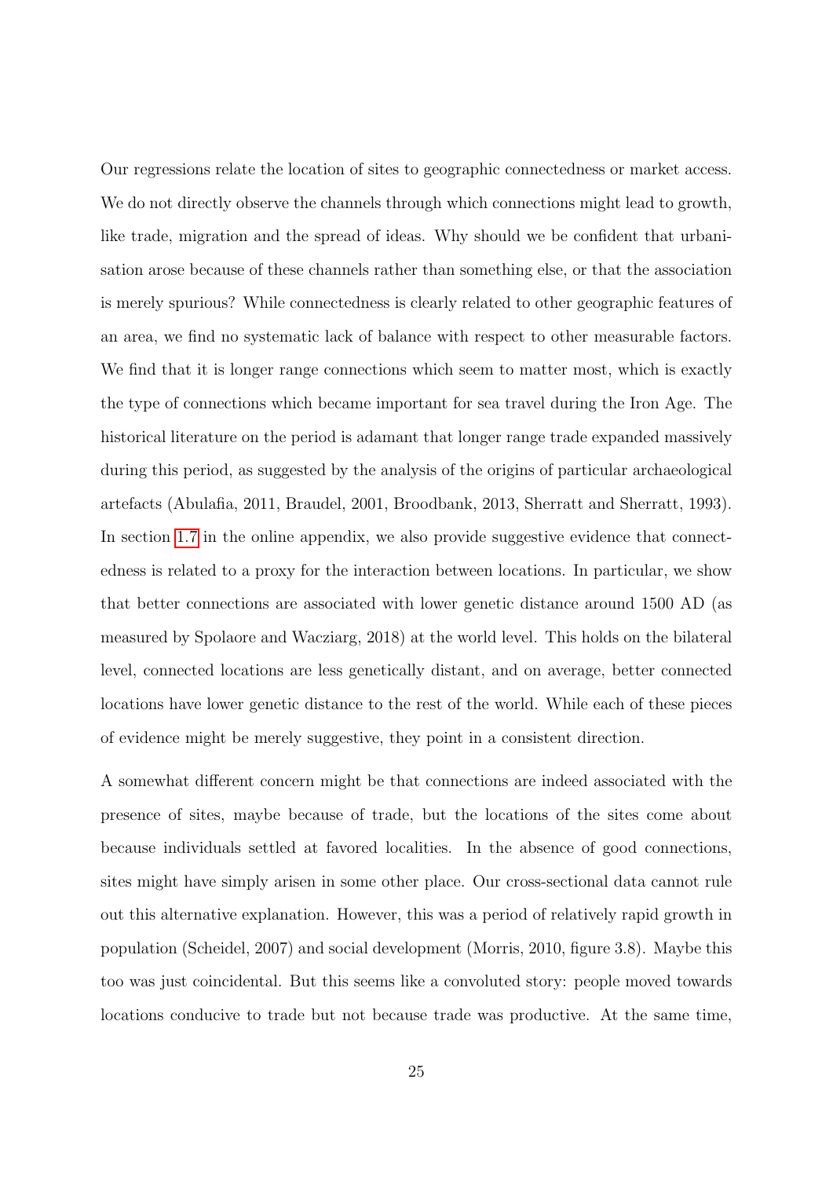Our regressions relate the location of sites to geographic connectedness or market access. We do not directly observe the channels through which connections might lead to growth, like trade, migration and the spread of ideas. Why should we be confident that urbanisation arose because of these channels rather than something else, or that the association is merely spurious? While connectedness is clearly related to other geographic features of an area, we find no systematic lack of balance with respect to other measurable factors. We find that it is longer range connections which seem to matter most, which is exactly the type of connections which became important for sea travel during the Iron Age. The historical literature on the period is adamant that longer range trade expanded massively during this period, as suggested by the analysis of the origins of particular archaeological artefacts (Abulafia, 2011, Braudel, 2001, Broodbank, 2013, Sherratt and Sherratt, 1993). In section 1.7 in the online appendix, we also provide suggestive evidence that connectedness is related to a proxy for the interaction between locations. In particular, we show that better connections are associated with lower genetic distance around 1500 AD (as measured by Spolaore and Wacziarg, 2018) at the world level. This holds on the bilateral level, connected locations are less genetically distant, and on average, better connected locations have lower genetic distance to the rest of the world. While each of these pieces of evidence might be merely suggestive, they point in a consistent direction.

A somewhat different concern might be that connections are indeed associated with the presence of sites, maybe because of trade, but the locations of the sites come about because individuals settled at favored localities. In the absence of good connections, sites might have simply arisen in some other place. Our cross-sectional data cannot rule out this alternative explanation. However, this was a period of relatively rapid growth in population (Scheidel, 2007) and social development (Morris, 2010, figure 3.8). Maybe this too was just coincidental. But this seems like a convoluted story: people moved towards locations conducive to trade but not because trade was productive. At the same time,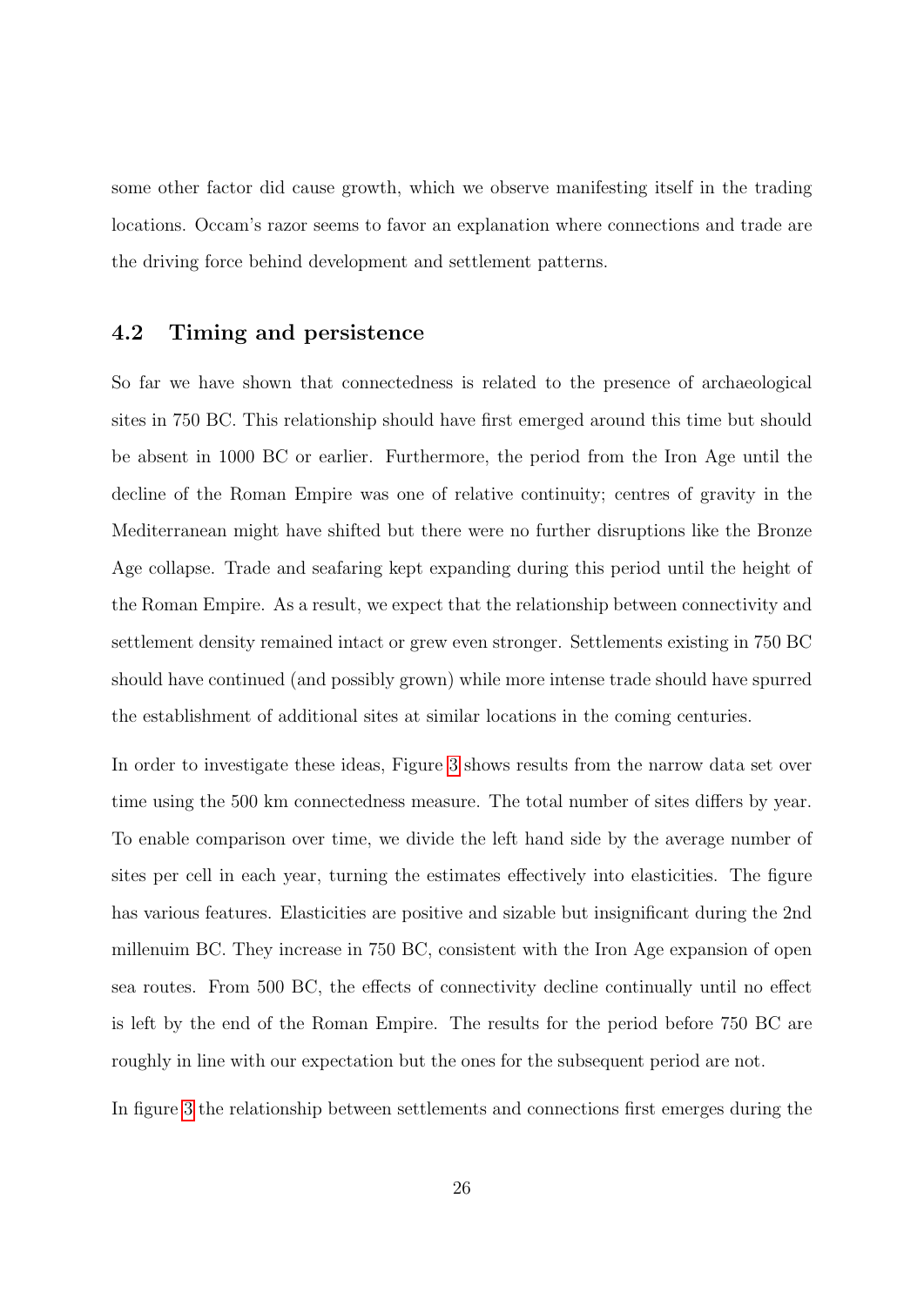some other factor did cause growth, which we observe manifesting itself in the trading locations. Occam's razor seems to favor an explanation where connections and trade are the driving force behind development and settlement patterns.

### 4.2 Timing and persistence

So far we have shown that connectedness is related to the presence of archaeological sites in 750 BC. This relationship should have first emerged around this time but should be absent in 1000 BC or earlier. Furthermore, the period from the Iron Age until the decline of the Roman Empire was one of relative continuity; centres of gravity in the Mediterranean might have shifted but there were no further disruptions like the Bronze Age collapse. Trade and seafaring kept expanding during this period until the height of the Roman Empire. As a result, we expect that the relationship between connectivity and settlement density remained intact or grew even stronger. Settlements existing in 750 BC should have continued (and possibly grown) while more intense trade should have spurred the establishment of additional sites at similar locations in the coming centuries.

In order to investigate these ideas, Figure 3 shows results from the narrow data set over time using the 500 km connectedness measure. The total number of sites differs by year. To enable comparison over time, we divide the left hand side by the average number of sites per cell in each year, turning the estimates effectively into elasticities. The figure has various features. Elasticities are positive and sizable but insignificant during the 2nd millenuim BC. They increase in 750 BC, consistent with the Iron Age expansion of open sea routes. From 500 BC, the effects of connectivity decline continually until no effect is left by the end of the Roman Empire. The results for the period before 750 BC are roughly in line with our expectation but the ones for the subsequent period are not.

In figure 3 the relationship between settlements and connections first emerges during the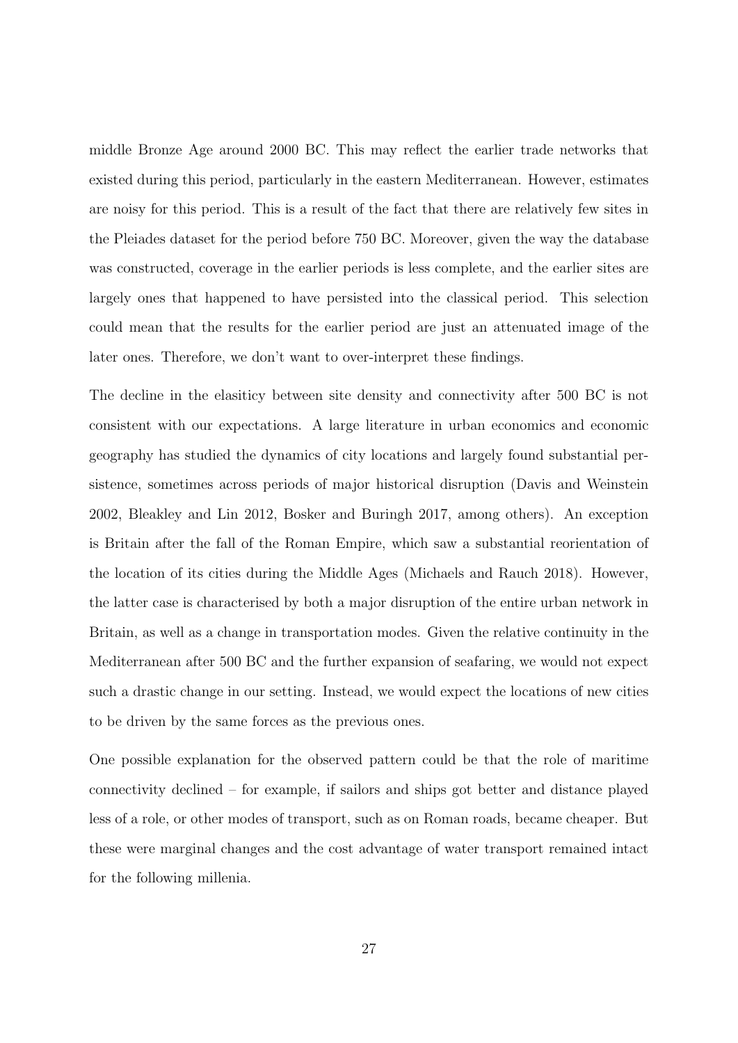middle Bronze Age around 2000 BC. This may reflect the earlier trade networks that existed during this period, particularly in the eastern Mediterranean. However, estimates are noisy for this period. This is a result of the fact that there are relatively few sites in the Pleiades dataset for the period before 750 BC. Moreover, given the way the database was constructed, coverage in the earlier periods is less complete, and the earlier sites are largely ones that happened to have persisted into the classical period. This selection could mean that the results for the earlier period are just an attenuated image of the later ones. Therefore, we don't want to over-interpret these findings.

The decline in the elasiticy between site density and connectivity after 500 BC is not consistent with our expectations. A large literature in urban economics and economic geography has studied the dynamics of city locations and largely found substantial persistence, sometimes across periods of major historical disruption (Davis and Weinstein 2002, Bleakley and Lin 2012, Bosker and Buringh 2017, among others). An exception is Britain after the fall of the Roman Empire, which saw a substantial reorientation of the location of its cities during the Middle Ages (Michaels and Rauch 2018). However, the latter case is characterised by both a major disruption of the entire urban network in Britain, as well as a change in transportation modes. Given the relative continuity in the Mediterranean after 500 BC and the further expansion of seafaring, we would not expect such a drastic change in our setting. Instead, we would expect the locations of new cities to be driven by the same forces as the previous ones.

One possible explanation for the observed pattern could be that the role of maritime connectivity declined – for example, if sailors and ships got better and distance played less of a role, or other modes of transport, such as on Roman roads, became cheaper. But these were marginal changes and the cost advantage of water transport remained intact for the following millenia.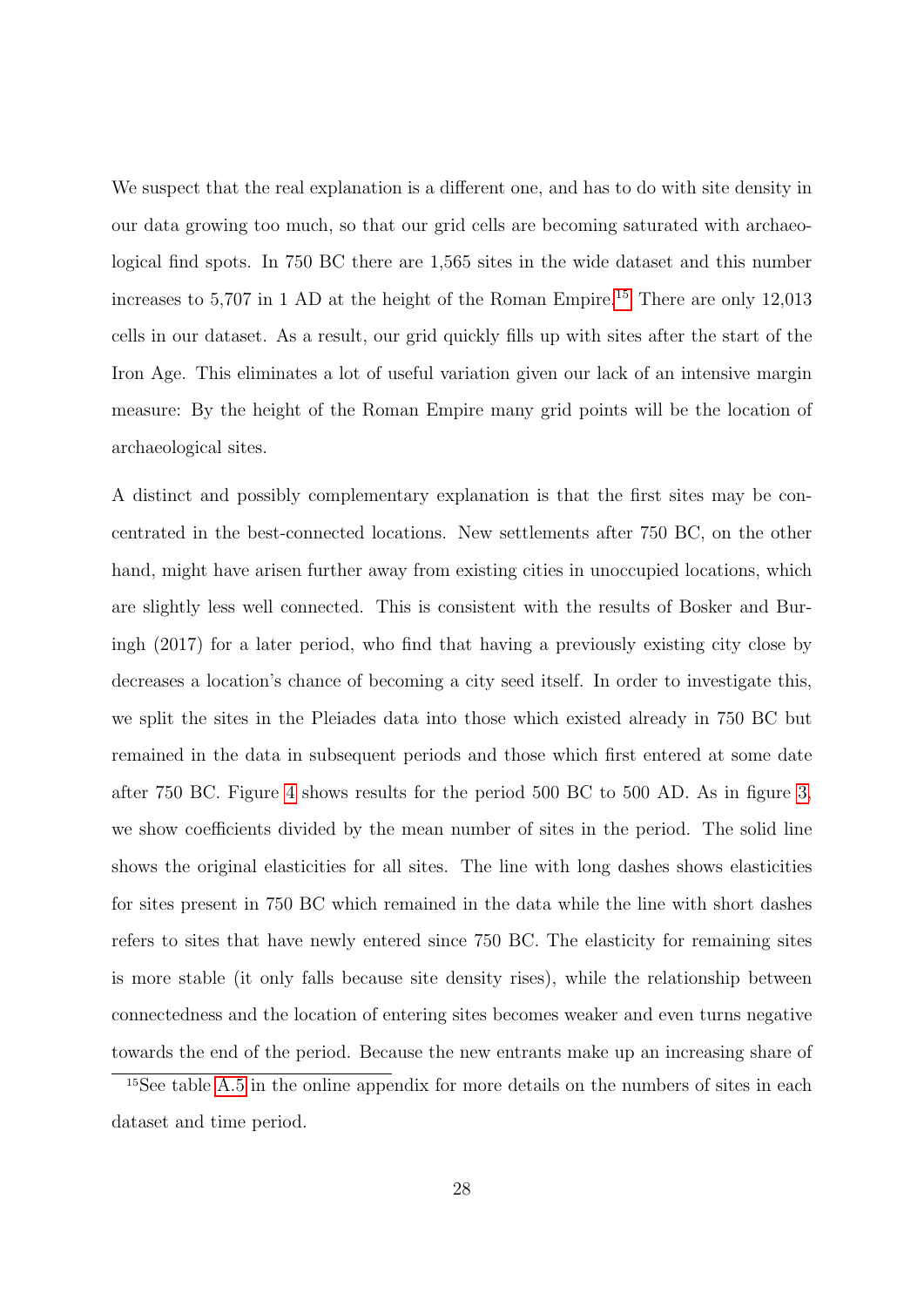We suspect that the real explanation is a different one, and has to do with site density in our data growing too much, so that our grid cells are becoming saturated with archaeological find spots. In 750 BC there are 1,565 sites in the wide dataset and this number increases to 5,707 in 1 AD at the height of the Roman Empire.[15] There are only 12,013 cells in our dataset. As a result, our grid quickly fills up with sites after the start of the Iron Age. This eliminates a lot of useful variation given our lack of an intensive margin measure: By the height of the Roman Empire many grid points will be the location of archaeological sites.

A distinct and possibly complementary explanation is that the first sites may be concentrated in the best-connected locations. New settlements after 750 BC, on the other hand, might have arisen further away from existing cities in unoccupied locations, which are slightly less well connected. This is consistent with the results of Bosker and Buringh (2017) for a later period, who find that having a previously existing city close by decreases a location's chance of becoming a city seed itself. In order to investigate this, we split the sites in the Pleiades data into those which existed already in 750 BC but remained in the data in subsequent periods and those which first entered at some date after 750 BC. Figure 4 shows results for the period 500 BC to 500 AD. As in figure 3, we show coefficients divided by the mean number of sites in the period. The solid line shows the original elasticities for all sites. The line with long dashes shows elasticities for sites present in 750 BC which remained in the data while the line with short dashes refers to sites that have newly entered since 750 BC. The elasticity for remaining sites is more stable (it only falls because site density rises), while the relationship between connectedness and the location of entering sites becomes weaker and even turns negative towards the end of the period. Because the new entrants make up an increasing share of

[15] See table A.5 in the online appendix for more details on the numbers of sites in each dataset and time period.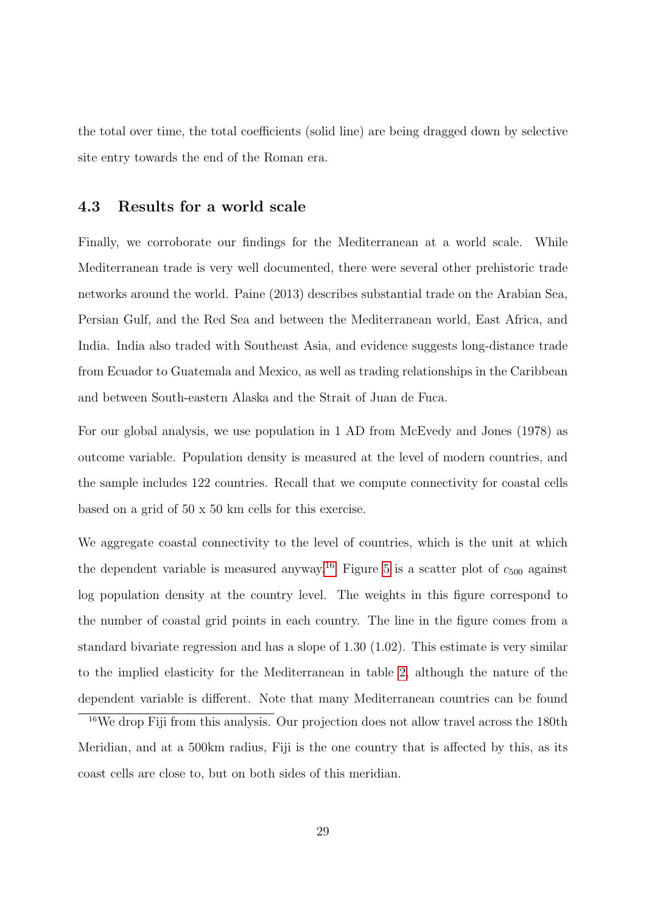the total over time, the total coefficients (solid line) are being dragged down by selective site entry towards the end of the Roman era.

### 4.3 Results for a world scale

Finally, we corroborate our findings for the Mediterranean at a world scale. While Mediterranean trade is very well documented, there were several other prehistoric trade networks around the world. Paine (2013) describes substantial trade on the Arabian Sea, Persian Gulf, and the Red Sea and between the Mediterranean world, East Africa, and India. India also traded with Southeast Asia, and evidence suggests long-distance trade from Ecuador to Guatemala and Mexico, as well as trading relationships in the Caribbean and between South-eastern Alaska and the Strait of Juan de Fuca.

For our global analysis, we use population in 1 AD from McEvedy and Jones (1978) as outcome variable. Population density is measured at the level of modern countries, and the sample includes 122 countries. Recall that we compute connectivity for coastal cells based on a grid of 50 x 50 km cells for this exercise.

We aggregate coastal connectivity to the level of countries, which is the unit at which the dependent variable is measured anyway.[16] Figure 5 is a scatter plot of $c_{500}$ against log population density at the country level. The weights in this figure correspond to the number of coastal grid points in each country. The line in the figure comes from a standard bivariate regression and has a slope of 1.30 (1.02). This estimate is very similar to the implied elasticity for the Mediterranean in table 2, although the nature of the dependent variable is different. Note that many Mediterranean countries can be found

[16] We drop Fiji from this analysis. Our projection does not allow travel across the 180th Meridian, and at a 500km radius, Fiji is the one country that is affected by this, as its coast cells are close to, but on both sides of this meridian.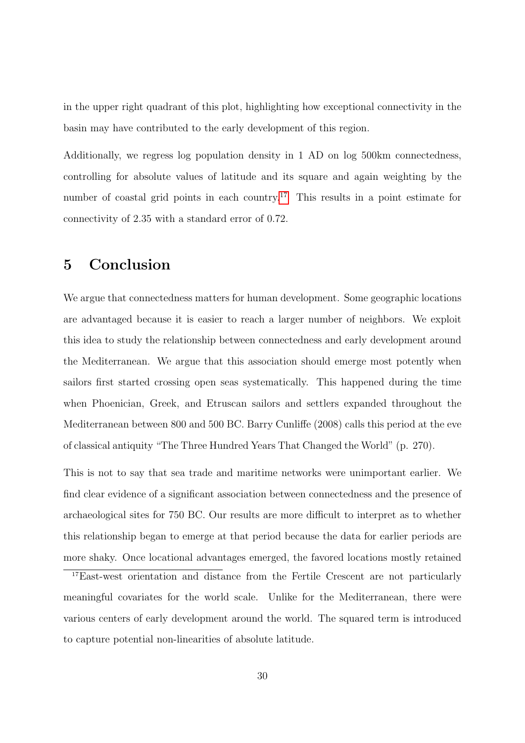in the upper right quadrant of this plot, highlighting how exceptional connectivity in the basin may have contributed to the early development of this region.

Additionally, we regress log population density in 1 AD on log 500km connectedness, controlling for absolute values of latitude and its square and again weighting by the number of coastal grid points in each country.[17] This results in a point estimate for connectivity of 2.35 with a standard error of 0.72.

# 5 Conclusion

We argue that connectedness matters for human development. Some geographic locations are advantaged because it is easier to reach a larger number of neighbors. We exploit this idea to study the relationship between connectedness and early development around the Mediterranean. We argue that this association should emerge most potently when sailors first started crossing open seas systematically. This happened during the time when Phoenician, Greek, and Etruscan sailors and settlers expanded throughout the Mediterranean between 800 and 500 BC. Barry Cunliffe (2008) calls this period at the eve of classical antiquity "The Three Hundred Years That Changed the World" (p. 270).

This is not to say that sea trade and maritime networks were unimportant earlier. We find clear evidence of a significant association between connectedness and the presence of archaeological sites for 750 BC. Our results are more difficult to interpret as to whether this relationship began to emerge at that period because the data for earlier periods are more shaky. Once locational advantages emerged, the favored locations mostly retained

[17] East-west orientation and distance from the Fertile Crescent are not particularly meaningful covariates for the world scale. Unlike for the Mediterranean, there were various centers of early development around the world. The squared term is introduced to capture potential non-linearities of absolute latitude.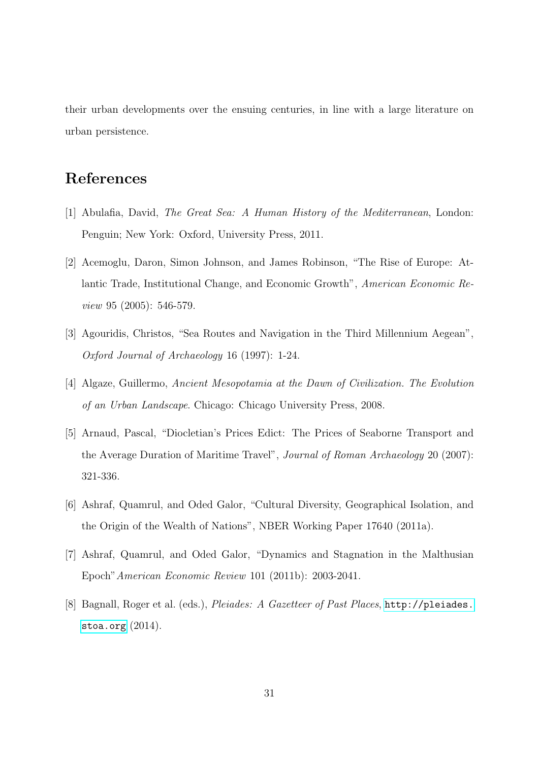their urban developments over the ensuing centuries, in line with a large literature on urban persistence.

## References

[1] Abulafia, David, *The Great Sea: A Human History of the Mediterranean*, London: Penguin; New York: Oxford, University Press, 2011.

[2] Acemoglu, Daron, Simon Johnson, and James Robinson, "The Rise of Europe: Atlantic Trade, Institutional Change, and Economic Growth", *American Economic Review* 95 (2005): 546-579.

[3] Agouridis, Christos, "Sea Routes and Navigation in the Third Millennium Aegean", *Oxford Journal of Archaeology* 16 (1997): 1-24.

[4] Algaze, Guillermo, *Ancient Mesopotamia at the Dawn of Civilization. The Evolution of an Urban Landscape*. Chicago: Chicago University Press, 2008.

[5] Arnaud, Pascal, "Diocletian's Prices Edict: The Prices of Seaborne Transport and the Average Duration of Maritime Travel", *Journal of Roman Archaeology* 20 (2007): 321-336.

[6] Ashraf, Quamrul, and Oded Galor, "Cultural Diversity, Geographical Isolation, and the Origin of the Wealth of Nations", NBER Working Paper 17640 (2011a).

[7] Ashraf, Quamrul, and Oded Galor, "Dynamics and Stagnation in the Malthusian Epoch"*American Economic Review* 101 (2011b): 2003-2041.

[8] Bagnall, Roger et al. (eds.), *Pleiades: A Gazetteer of Past Places*, http://pleiades.stoa.org (2014).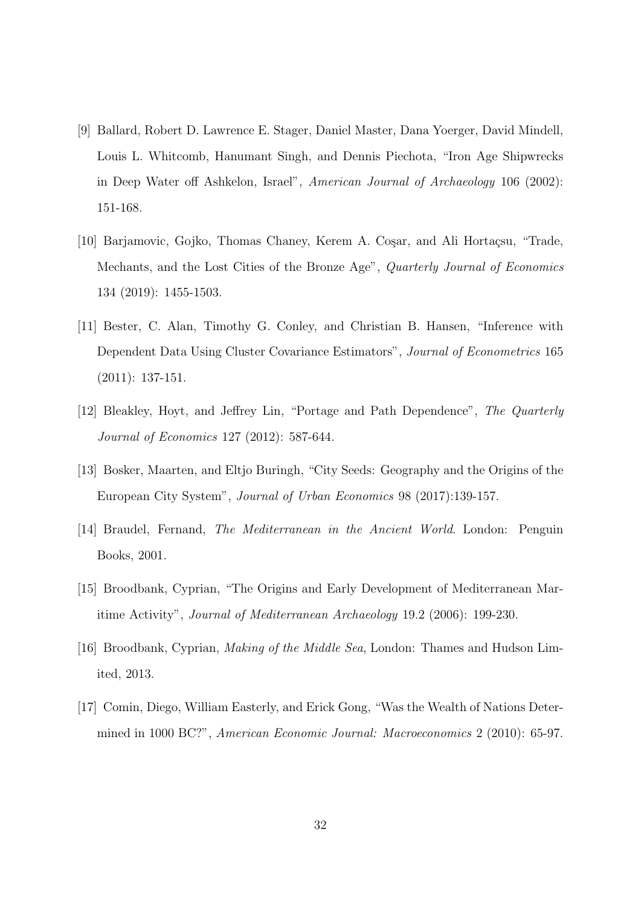[9] Ballard, Robert D. Lawrence E. Stager, Daniel Master, Dana Yoerger, David Mindell, Louis L. Whitcomb, Hanumant Singh, and Dennis Piechota, "Iron Age Shipwrecks in Deep Water off Ashkelon, Israel", *American Journal of Archaeology* 106 (2002): 151-168.

[10] Barjamovic, Gojko, Thomas Chaney, Kerem A. Coşar, and Ali Hortaçsu, "Trade, Mechants, and the Lost Cities of the Bronze Age", *Quarterly Journal of Economics* 134 (2019): 1455-1503.

[11] Bester, C. Alan, Timothy G. Conley, and Christian B. Hansen, "Inference with Dependent Data Using Cluster Covariance Estimators", *Journal of Econometrics* 165 (2011): 137-151.

[12] Bleakley, Hoyt, and Jeffrey Lin, "Portage and Path Dependence", *The Quarterly Journal of Economics* 127 (2012): 587-644.

[13] Bosker, Maarten, and Eltjo Buringh, "City Seeds: Geography and the Origins of the European City System", *Journal of Urban Economics* 98 (2017):139-157.

[14] Braudel, Fernand, *The Mediterranean in the Ancient World*. London: Penguin Books, 2001.

[15] Broodbank, Cyprian, "The Origins and Early Development of Mediterranean Maritime Activity", *Journal of Mediterranean Archaeology* 19.2 (2006): 199-230.

[16] Broodbank, Cyprian, *Making of the Middle Sea*, London: Thames and Hudson Limited, 2013.

[17] Comin, Diego, William Easterly, and Erick Gong, "Was the Wealth of Nations Determined in 1000 BC?", *American Economic Journal: Macroeconomics* 2 (2010): 65-97.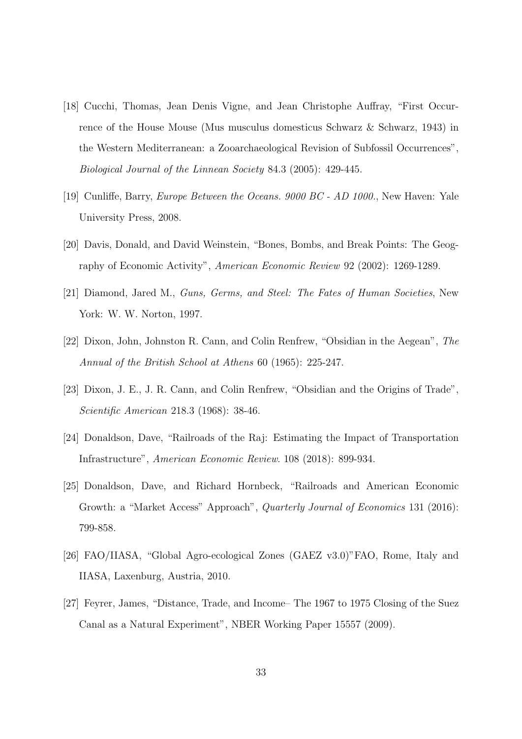[18] Cucchi, Thomas, Jean Denis Vigne, and Jean Christophe Auffray, "First Occurrence of the House Mouse (Mus musculus domesticus Schwarz & Schwarz, 1943) in the Western Mediterranean: a Zooarchaeological Revision of Subfossil Occurrences", *Biological Journal of the Linnean Society* 84.3 (2005): 429-445.

[19] Cunliffe, Barry, *Europe Between the Oceans. 9000 BC - AD 1000.*, New Haven: Yale University Press, 2008.

[20] Davis, Donald, and David Weinstein, "Bones, Bombs, and Break Points: The Geography of Economic Activity", *American Economic Review* 92 (2002): 1269-1289.

[21] Diamond, Jared M., *Guns, Germs, and Steel: The Fates of Human Societies*, New York: W. W. Norton, 1997.

[22] Dixon, John, Johnston R. Cann, and Colin Renfrew, "Obsidian in the Aegean", *The Annual of the British School at Athens* 60 (1965): 225-247.

[23] Dixon, J. E., J. R. Cann, and Colin Renfrew, "Obsidian and the Origins of Trade", *Scientific American* 218.3 (1968): 38-46.

[24] Donaldson, Dave, "Railroads of the Raj: Estimating the Impact of Transportation Infrastructure", *American Economic Review*. 108 (2018): 899-934.

[25] Donaldson, Dave, and Richard Hornbeck, "Railroads and American Economic Growth: a "Market Access" Approach", *Quarterly Journal of Economics* 131 (2016): 799-858.

[26] FAO/IIASA, "Global Agro-ecological Zones (GAEZ v3.0)"FAO, Rome, Italy and IIASA, Laxenburg, Austria, 2010.

[27] Feyrer, James, "Distance, Trade, and Income– The 1967 to 1975 Closing of the Suez Canal as a Natural Experiment", NBER Working Paper 15557 (2009).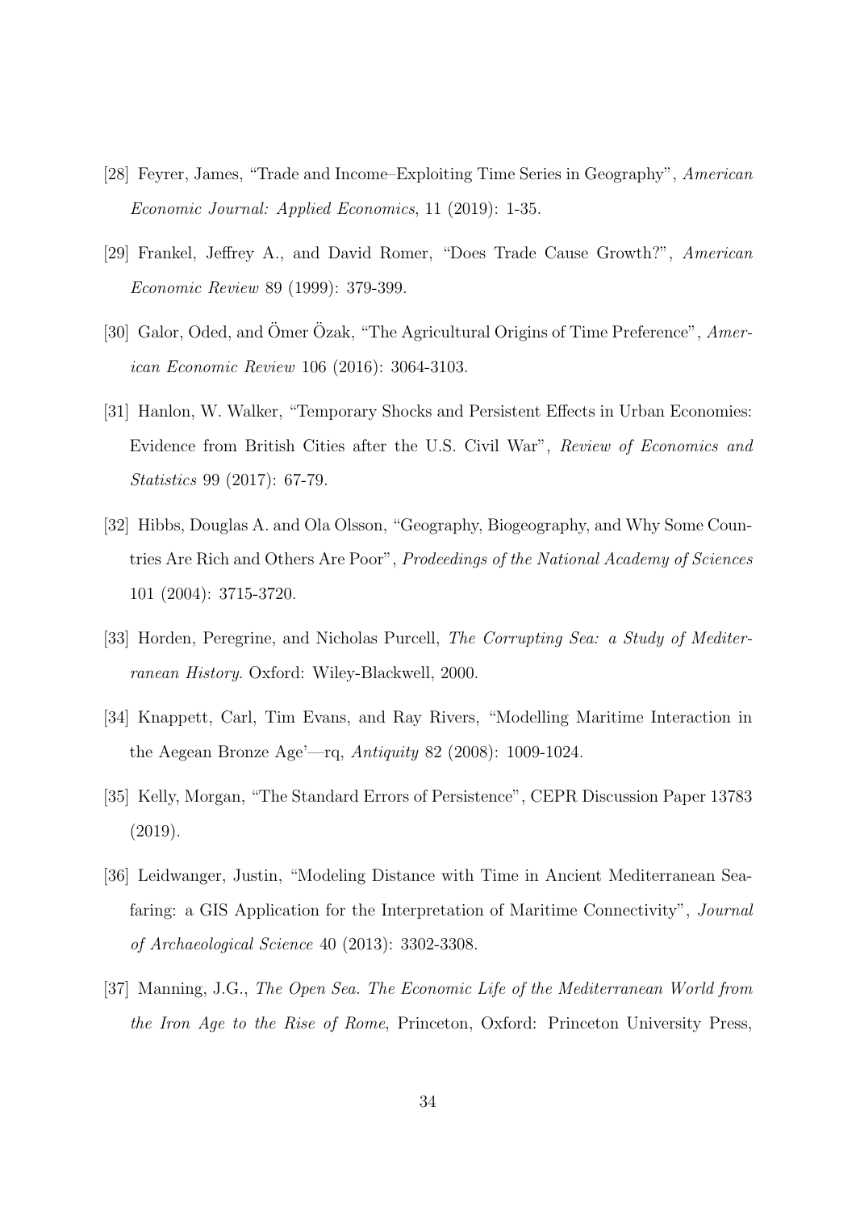[28] Feyrer, James, "Trade and Income–Exploiting Time Series in Geography", *American Economic Journal: Applied Economics*, 11 (2019): 1-35.

[29] Frankel, Jeffrey A., and David Romer, "Does Trade Cause Growth?", *American Economic Review* 89 (1999): 379-399.

[30] Galor, Oded, and Ömer Özak, "The Agricultural Origins of Time Preference", *American Economic Review* 106 (2016): 3064-3103.

[31] Hanlon, W. Walker, "Temporary Shocks and Persistent Effects in Urban Economies: Evidence from British Cities after the U.S. Civil War", *Review of Economics and Statistics* 99 (2017): 67-79.

[32] Hibbs, Douglas A. and Ola Olsson, "Geography, Biogeography, and Why Some Countries Are Rich and Others Are Poor", *Prodeedings of the National Academy of Sciences* 101 (2004): 3715-3720.

[33] Horden, Peregrine, and Nicholas Purcell, *The Corrupting Sea: a Study of Mediterranean History*. Oxford: Wiley-Blackwell, 2000.

[34] Knappett, Carl, Tim Evans, and Ray Rivers, "Modelling Maritime Interaction in the Aegean Bronze Age'—rq, *Antiquity* 82 (2008): 1009-1024.

[35] Kelly, Morgan, "The Standard Errors of Persistence", CEPR Discussion Paper 13783 (2019).

[36] Leidwanger, Justin, "Modeling Distance with Time in Ancient Mediterranean Seafaring: a GIS Application for the Interpretation of Maritime Connectivity", *Journal of Archaeological Science* 40 (2013): 3302-3308.

[37] Manning, J.G., *The Open Sea. The Economic Life of the Mediterranean World from the Iron Age to the Rise of Rome*, Princeton, Oxford: Princeton University Press,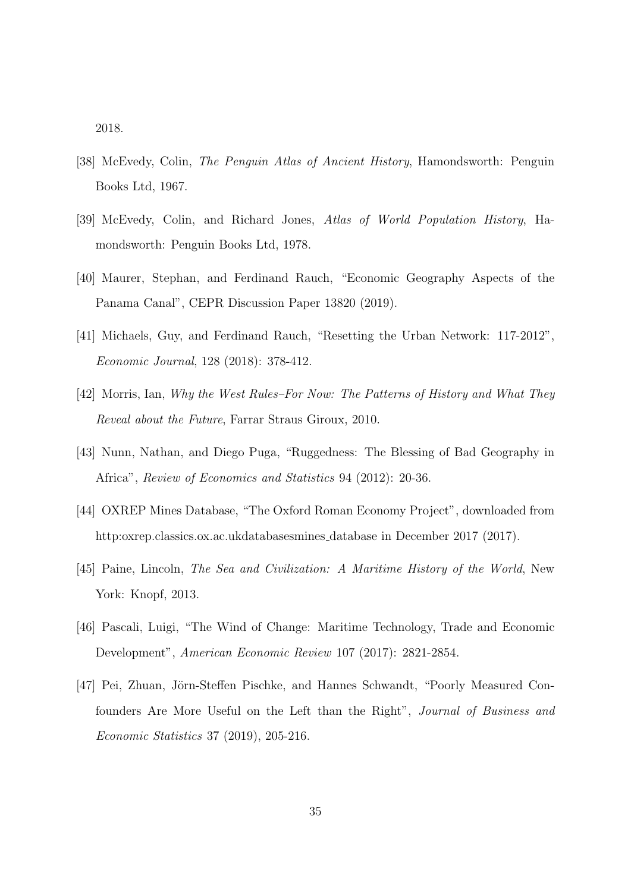2018.

[38] McEvedy, Colin, *The Penguin Atlas of Ancient History*, Hamondsworth: Penguin Books Ltd, 1967.

[39] McEvedy, Colin, and Richard Jones, *Atlas of World Population History*, Hamondsworth: Penguin Books Ltd, 1978.

[40] Maurer, Stephan, and Ferdinand Rauch, "Economic Geography Aspects of the Panama Canal", CEPR Discussion Paper 13820 (2019).

[41] Michaels, Guy, and Ferdinand Rauch, "Resetting the Urban Network: 117-2012", *Economic Journal*, 128 (2018): 378-412.

[42] Morris, Ian, *Why the West Rules–For Now: The Patterns of History and What They Reveal about the Future*, Farrar Straus Giroux, 2010.

[43] Nunn, Nathan, and Diego Puga, "Ruggedness: The Blessing of Bad Geography in Africa", *Review of Economics and Statistics* 94 (2012): 20-36.

[44] OXREP Mines Database, "The Oxford Roman Economy Project", downloaded from http:oxrep.classics.ox.ac.ukdatabasesmines_database in December 2017 (2017).

[45] Paine, Lincoln, *The Sea and Civilization: A Maritime History of the World*, New York: Knopf, 2013.

[46] Pascali, Luigi, "The Wind of Change: Maritime Technology, Trade and Economic Development", *American Economic Review* 107 (2017): 2821-2854.

[47] Pei, Zhuan, Jörn-Steffen Pischke, and Hannes Schwandt, "Poorly Measured Confounders Are More Useful on the Left than the Right", *Journal of Business and Economic Statistics* 37 (2019), 205-216.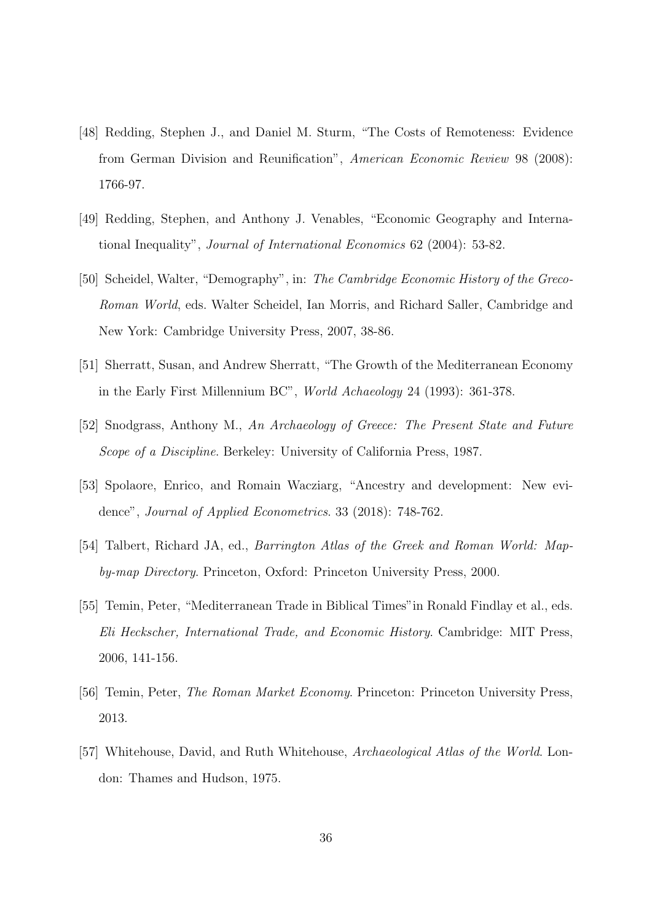[48] Redding, Stephen J., and Daniel M. Sturm, "The Costs of Remoteness: Evidence from German Division and Reunification", *American Economic Review* 98 (2008): 1766-97.

[49] Redding, Stephen, and Anthony J. Venables, "Economic Geography and International Inequality", *Journal of International Economics* 62 (2004): 53-82.

[50] Scheidel, Walter, "Demography", in: *The Cambridge Economic History of the Greco-Roman World*, eds. Walter Scheidel, Ian Morris, and Richard Saller, Cambridge and New York: Cambridge University Press, 2007, 38-86.

[51] Sherratt, Susan, and Andrew Sherratt, "The Growth of the Mediterranean Economy in the Early First Millennium BC", *World Achaeology* 24 (1993): 361-378.

[52] Snodgrass, Anthony M., *An Archaeology of Greece: The Present State and Future Scope of a Discipline*. Berkeley: University of California Press, 1987.

[53] Spolaore, Enrico, and Romain Wacziarg, "Ancestry and development: New evidence", *Journal of Applied Econometrics*. 33 (2018): 748-762.

[54] Talbert, Richard JA, ed., *Barrington Atlas of the Greek and Roman World: Map-by-map Directory*. Princeton, Oxford: Princeton University Press, 2000.

[55] Temin, Peter, "Mediterranean Trade in Biblical Times"in Ronald Findlay et al., eds. *Eli Heckscher, International Trade, and Economic History*. Cambridge: MIT Press, 2006, 141-156.

[56] Temin, Peter, *The Roman Market Economy*. Princeton: Princeton University Press, 2013.

[57] Whitehouse, David, and Ruth Whitehouse, *Archaeological Atlas of the World*. London: Thames and Hudson, 1975.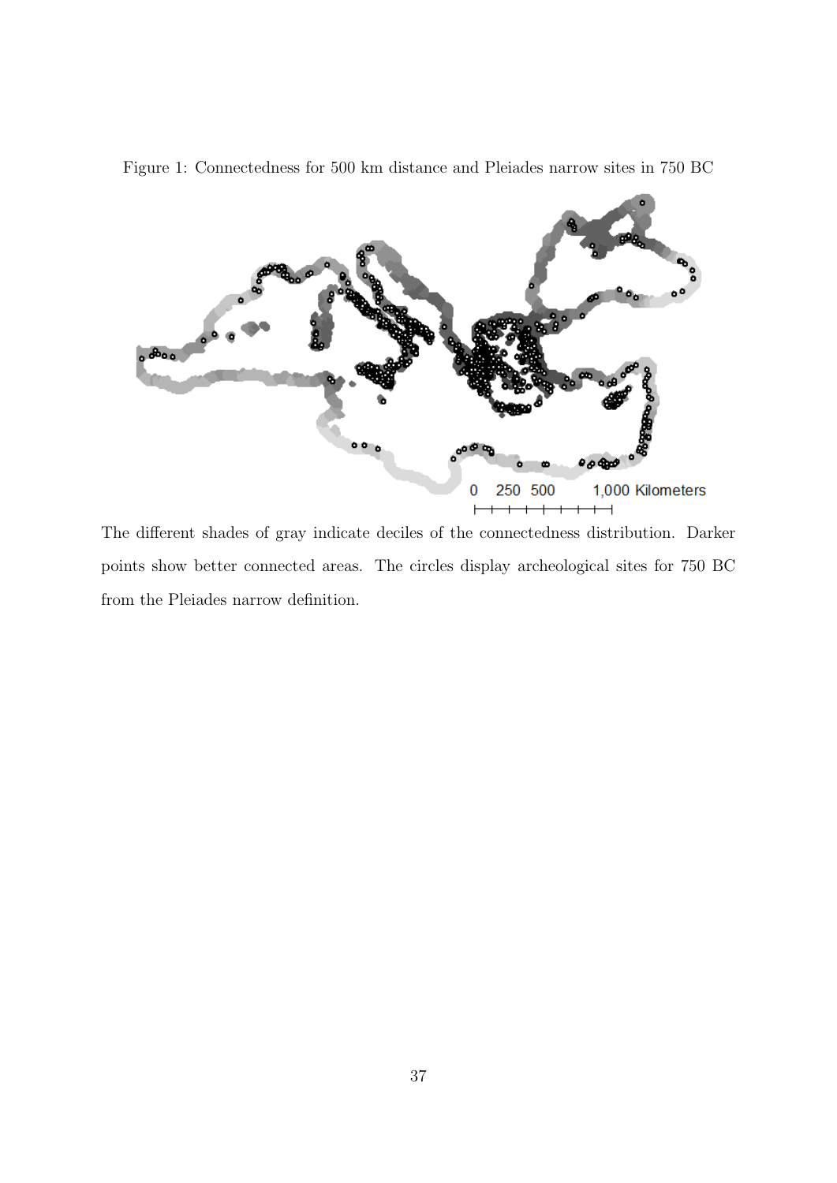Figure 1: Connectedness for 500 km distance and Pleiades narrow sites in 750 BC

The different shades of gray indicate deciles of the connectedness distribution. Darker points show better connected areas. The circles display archeological sites for 750 BC from the Pleiades narrow definition.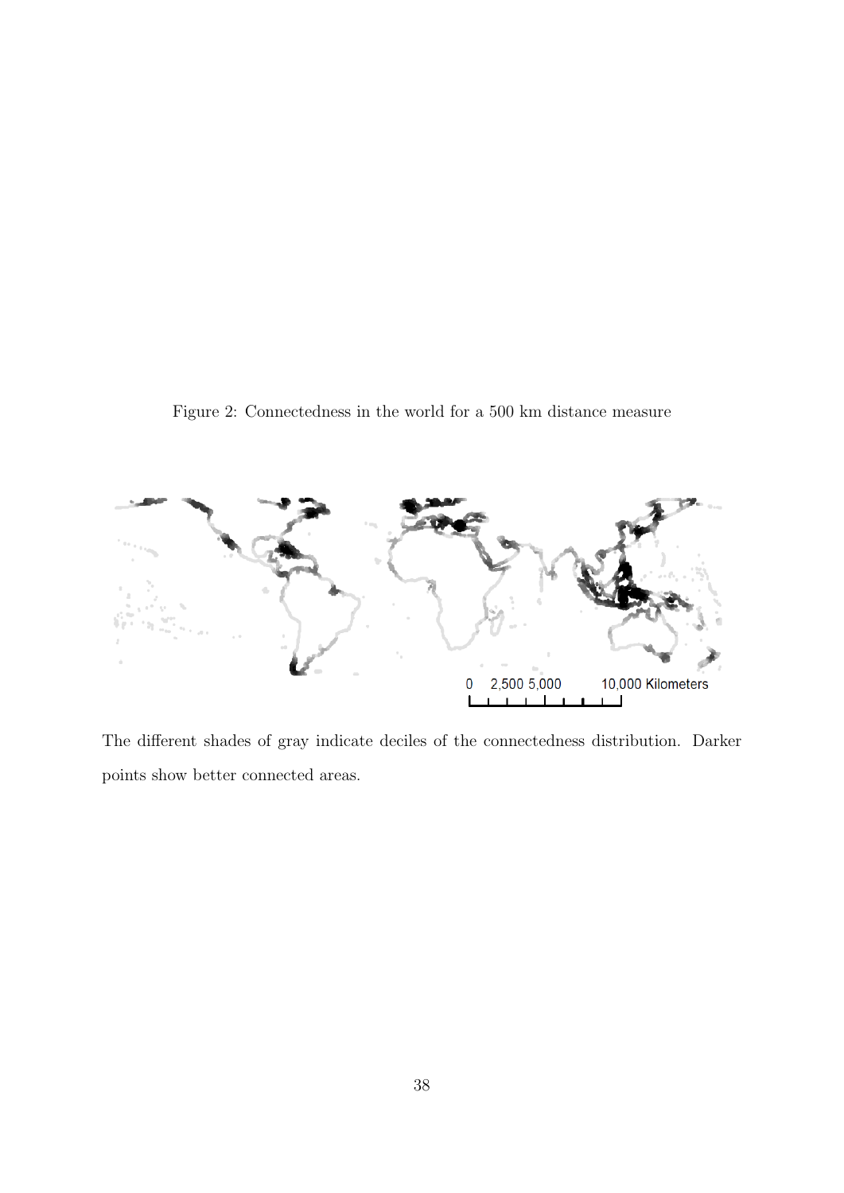Figure 2: Connectedness in the world for a 500 km distance measure

The different shades of gray indicate deciles of the connectedness distribution. Darker points show better connected areas.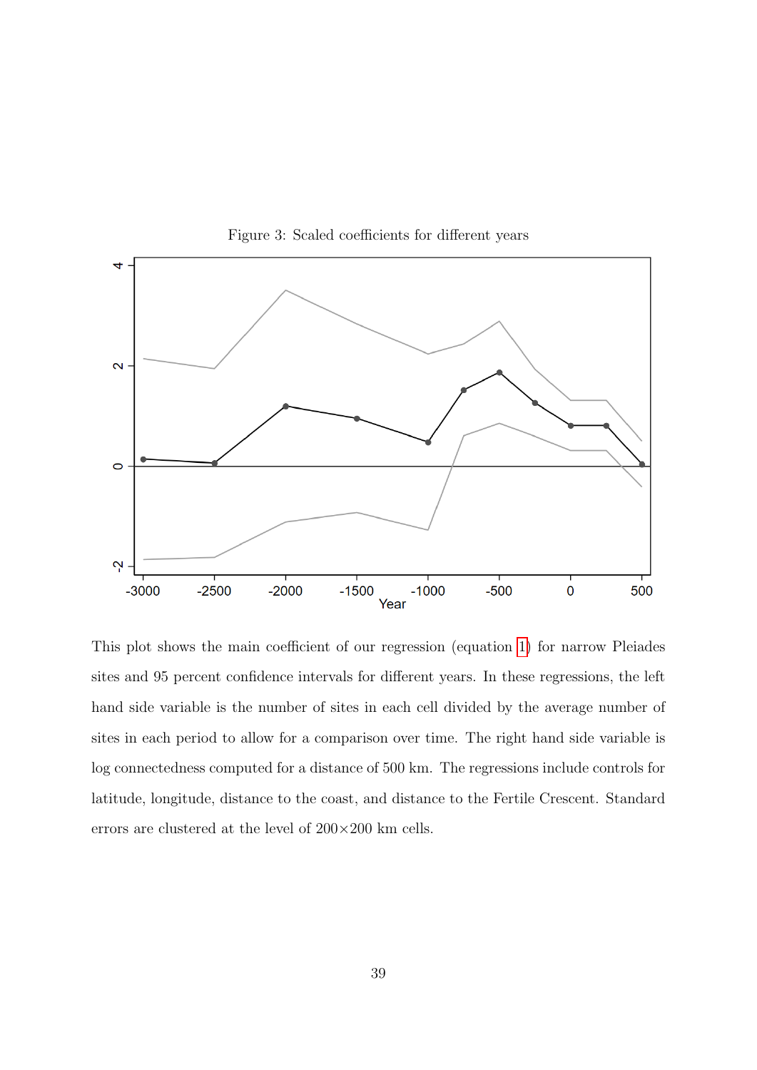Figure 3: Scaled coefficients for different years

This plot shows the main coefficient of our regression (equation 1) for narrow Pleiades sites and 95 percent confidence intervals for different years. In these regressions, the left hand side variable is the number of sites in each cell divided by the average number of sites in each period to allow for a comparison over time. The right hand side variable is log connectedness computed for a distance of 500 km. The regressions include controls for latitude, longitude, distance to the coast, and distance to the Fertile Crescent. Standard errors are clustered at the level of 200×200 km cells.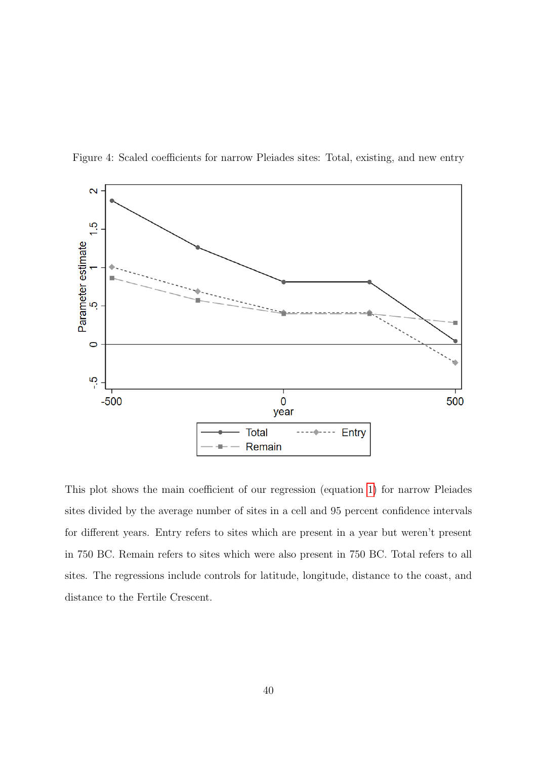Figure 4: Scaled coefficients for narrow Pleiades sites: Total, existing, and new entry

This plot shows the main coefficient of our regression (equation 1) for narrow Pleiades sites divided by the average number of sites in a cell and 95 percent confidence intervals for different years. Entry refers to sites which are present in a year but weren't present in 750 BC. Remain refers to sites which were also present in 750 BC. Total refers to all sites. The regressions include controls for latitude, longitude, distance to the coast, and distance to the Fertile Crescent.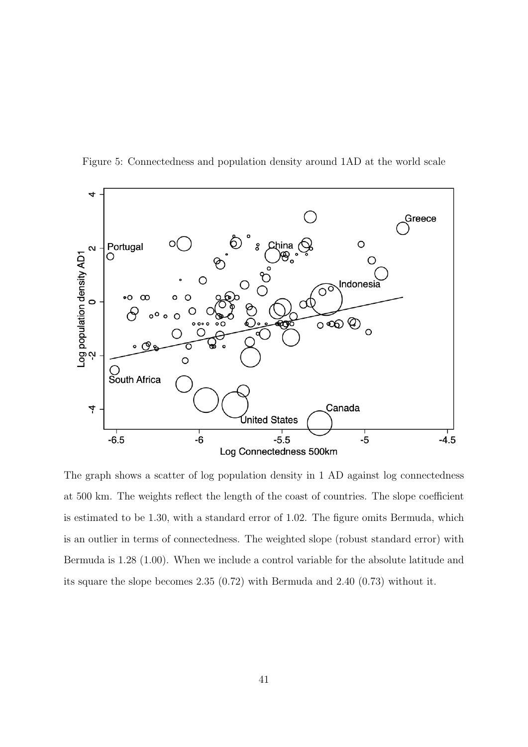Figure 5: Connectedness and population density around 1AD at the world scale

The graph shows a scatter of log population density in 1 AD against log connectedness at 500 km. The weights reflect the length of the coast of countries. The slope coefficient is estimated to be 1.30, with a standard error of 1.02. The figure omits Bermuda, which is an outlier in terms of connectedness. The weighted slope (robust standard error) with Bermuda is 1.28 (1.00). When we include a control variable for the absolute latitude and its square the slope becomes 2.35 (0.72) with Bermuda and 2.40 (0.73) without it.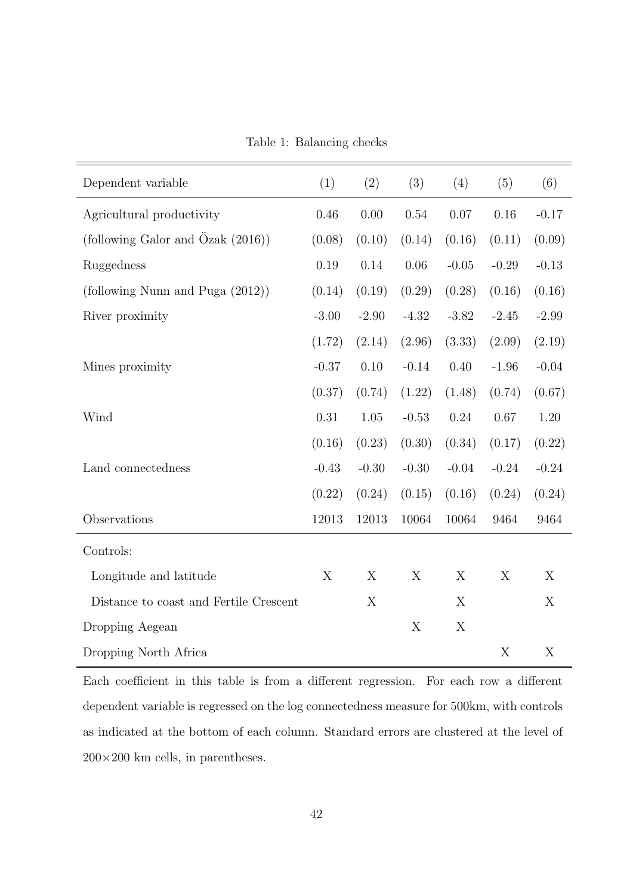Table 1: Balancing checks

| Dependent variable | (1) | (2) | (3) | (4) | (5) | (6) |
|---|---|---|---|---|---|---|
| Agricultural productivity | 0.46 | 0.00 | 0.54 | 0.07 | 0.16 | -0.17 |
| (following Galor and Özak (2016)) | (0.08) | (0.10) | (0.14) | (0.16) | (0.11) | (0.09) |
| Ruggedness | 0.19 | 0.14 | 0.06 | -0.05 | -0.29 | -0.13 |
| (following Nunn and Puga (2012)) | (0.14) | (0.19) | (0.29) | (0.28) | (0.16) | (0.16) |
| River proximity | -3.00 | -2.90 | -4.32 | -3.82 | -2.45 | -2.99 |
| | (1.72) | (2.14) | (2.96) | (3.33) | (2.09) | (2.19) |
| Mines proximity | -0.37 | 0.10 | -0.14 | 0.40 | -1.96 | -0.04 |
| | (0.37) | (0.74) | (1.22) | (1.48) | (0.74) | (0.67) |
| Wind | 0.31 | 1.05 | -0.53 | 0.24 | 0.67 | 1.20 |
| | (0.16) | (0.23) | (0.30) | (0.34) | (0.17) | (0.22) |
| Land connectedness | -0.43 | -0.30 | -0.30 | -0.04 | -0.24 | -0.24 |
| | (0.22) | (0.24) | (0.15) | (0.16) | (0.24) | (0.24) |
| Observations | 12013 | 12013 | 10064 | 10064 | 9464 | 9464 |
| Controls: | | | | | | |
| Longitude and latitude | X | X | X | X | X | X |
| Distance to coast and Fertile Crescent | | X | | X | | X |
| Dropping Aegean | | | X | X | | |
| Dropping North Africa | | | | | X | X |

Each coefficient in this table is from a different regression. For each row a different dependent variable is regressed on the log connectedness measure for 500km, with controls as indicated at the bottom of each column. Standard errors are clustered at the level of $200 \times 200$ km cells, in parentheses.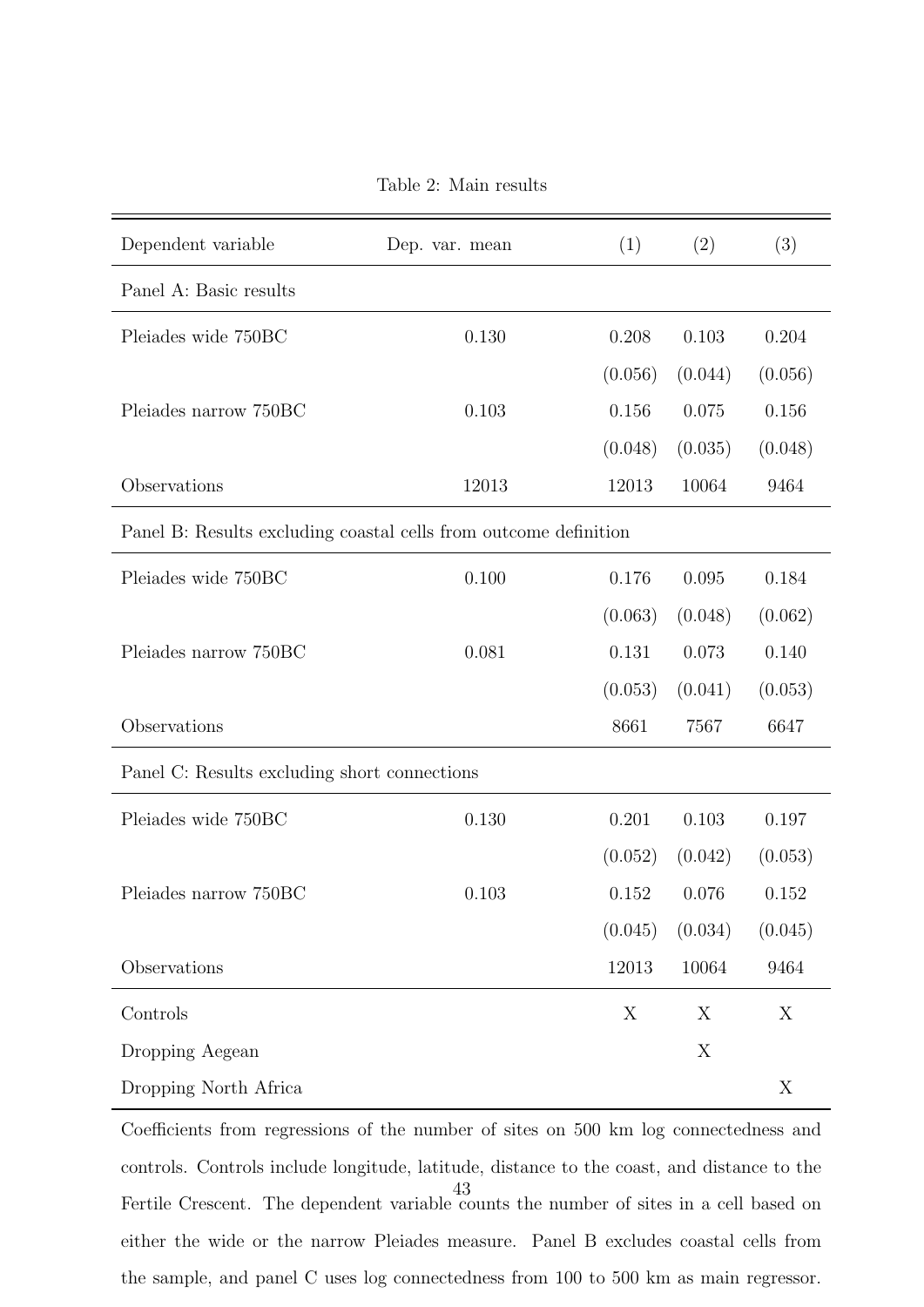Table 2: Main results

| Dependent variable | Dep. var. mean | (1) | (2) | (3) |
|---|---|---|---|---|
| Panel A: Basic results | | | | |
| Pleiades wide 750BC | 0.130 | 0.208 | 0.103 | 0.204 |
| | | (0.056) | (0.044) | (0.056) |
| Pleiades narrow 750BC | 0.103 | 0.156 | 0.075 | 0.156 |
| | | (0.048) | (0.035) | (0.048) |
| Observations | 12013 | 12013 | 10064 | 9464 |
| Panel B: Results excluding coastal cells from outcome definition | | | | |
| Pleiades wide 750BC | 0.100 | 0.176 | 0.095 | 0.184 |
| | | (0.063) | (0.048) | (0.062) |
| Pleiades narrow 750BC | 0.081 | 0.131 | 0.073 | 0.140 |
| | | (0.053) | (0.041) | (0.053) |
| Observations | | 8661 | 7567 | 6647 |
| Panel C: Results excluding short connections | | | | |
| Pleiades wide 750BC | 0.130 | 0.201 | 0.103 | 0.197 |
| | | (0.052) | (0.042) | (0.053) |
| Pleiades narrow 750BC | 0.103 | 0.152 | 0.076 | 0.152 |
| | | (0.045) | (0.034) | (0.045) |
| Observations | | 12013 | 10064 | 9464 |
| Controls | | X | X | X |
| Dropping Aegean | | | X | |
| Dropping North Africa | | | | X |

Coefficients from regressions of the number of sites on 500 km log connectedness and controls. Controls include longitude, latitude, distance to the coast, and distance to the Fertile Crescent. The dependent variable counts the number of sites in a cell based on either the wide or the narrow Pleiades measure. Panel B excludes coastal cells from the sample, and panel C uses log connectedness from 100 to 500 km as main regressor.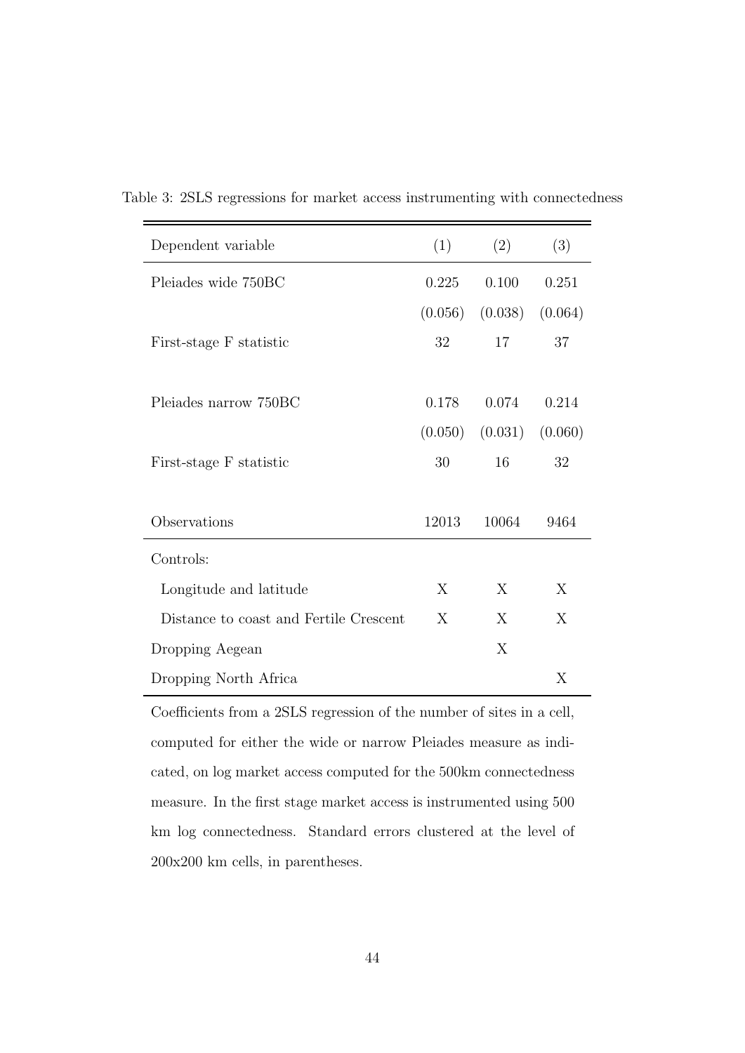Table 3: 2SLS regressions for market access instrumenting with connectedness

| Dependent variable | (1) | (2) | (3) |
|---|---|---|---|
| Pleiades wide 750BC | 0.225 | 0.100 | 0.251 |
| | (0.056) | (0.038) | (0.064) |
| First-stage F statistic | 32 | 17 | 37 |
| | | | |
| Pleiades narrow 750BC | 0.178 | 0.074 | 0.214 |
| | (0.050) | (0.031) | (0.060) |
| First-stage F statistic | 30 | 16 | 32 |
| | | | |
| Observations | 12013 | 10064 | 9464 |
| Controls: | | | |
| Longitude and latitude | X | X | X |
| Distance to coast and Fertile Crescent | X | X | X |
| Dropping Aegean | | X | |
| Dropping North Africa | | | X |

Coefficients from a 2SLS regression of the number of sites in a cell, computed for either the wide or narrow Pleiades measure as indicated, on log market access computed for the 500km connectedness measure. In the first stage market access is instrumented using 500 km log connectedness. Standard errors clustered at the level of 200x200 km cells, in parentheses.